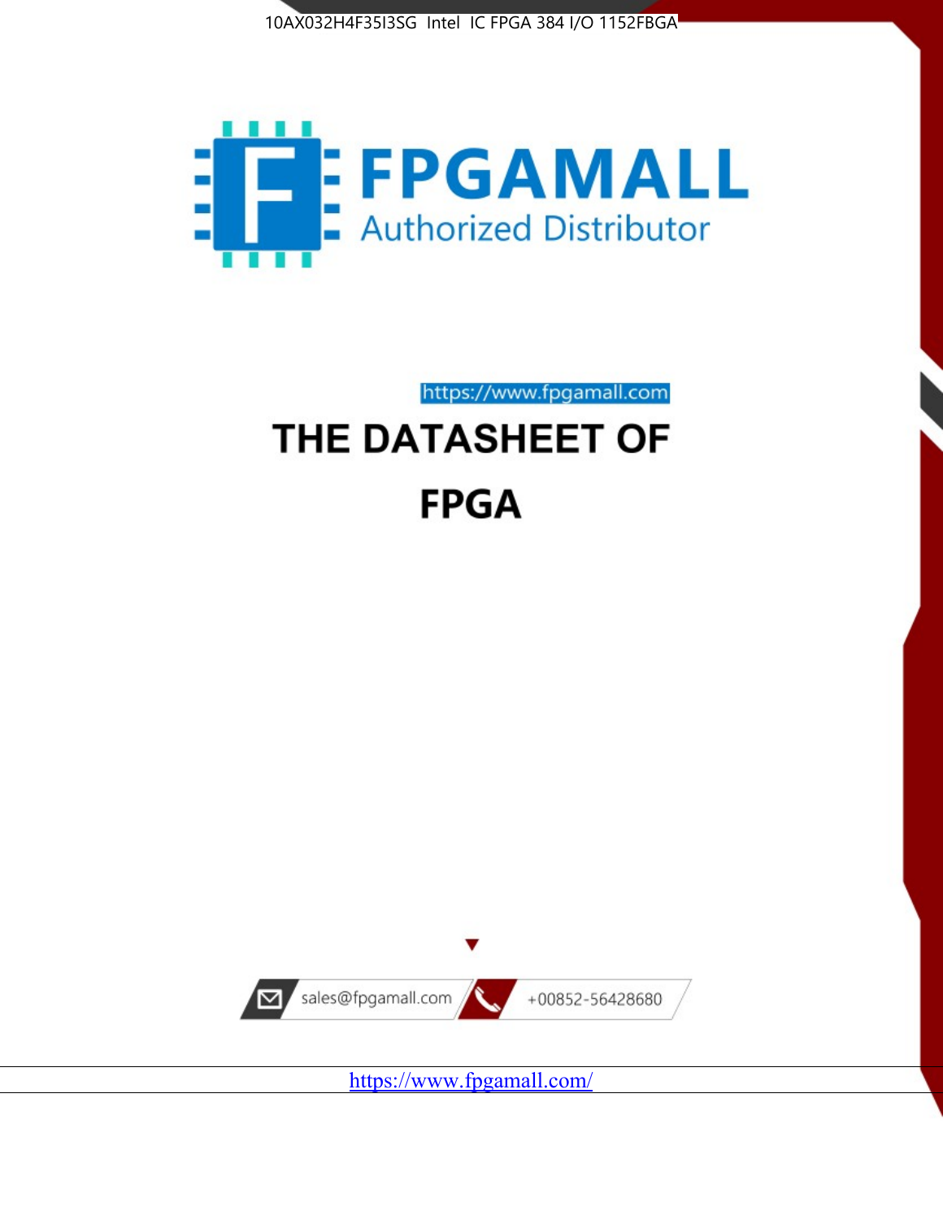10AX032H4F35I3SG Intel IC FPGA 384 I/O 1152FBGA

FPGAMALL

Authorized Distributor

https://www.fpgamall.com

# THE DATASHEET OF

# FPGA

sales@fpgamall.com

+00852-56428680

https://www.fpgamall.com/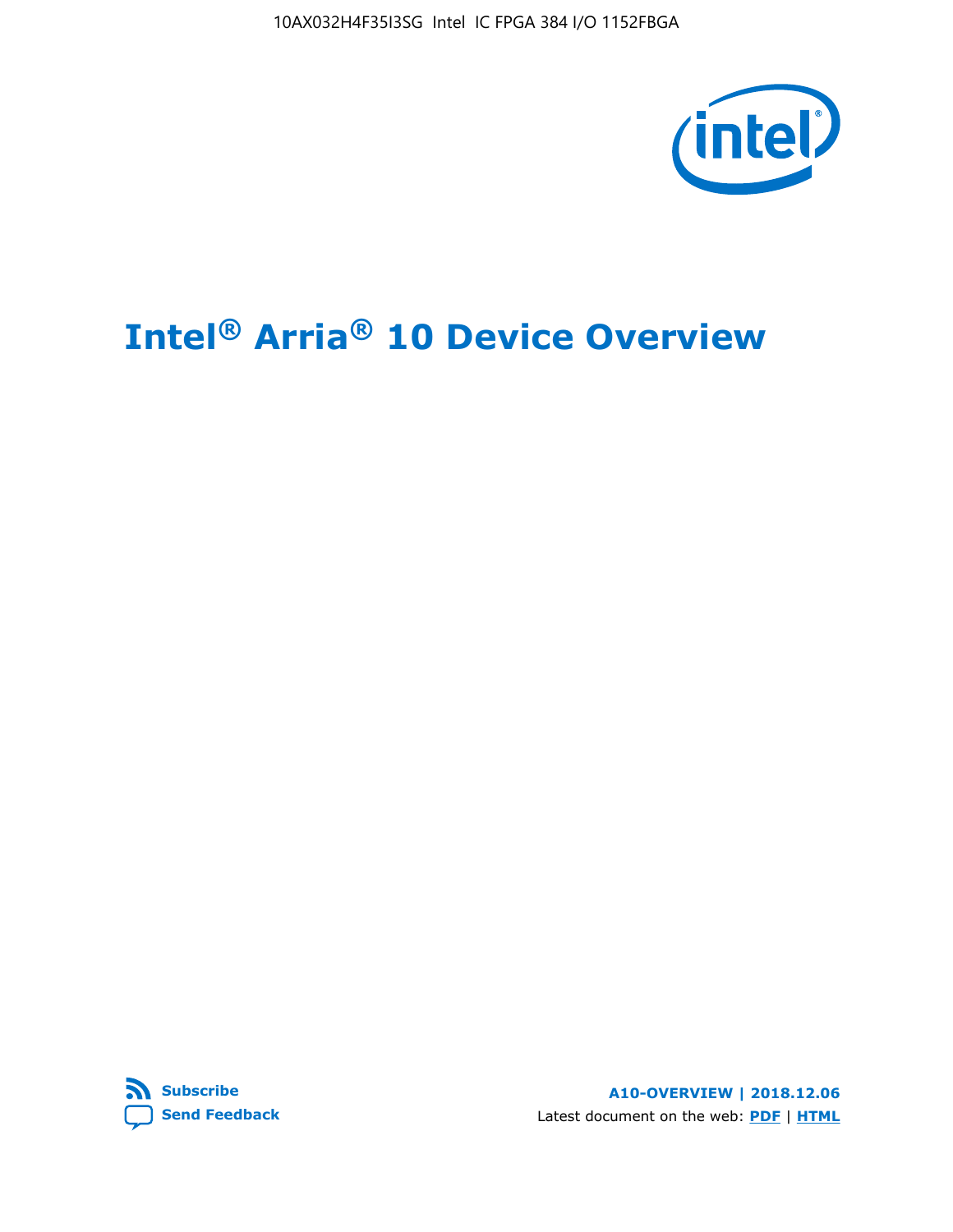# Intel® Arria® 10 Device Overview

**Subscribe**

**Send Feedback**

**A10-OVERVIEW | 2018.12.06**

Latest document on the web: **PDF** | **HTML**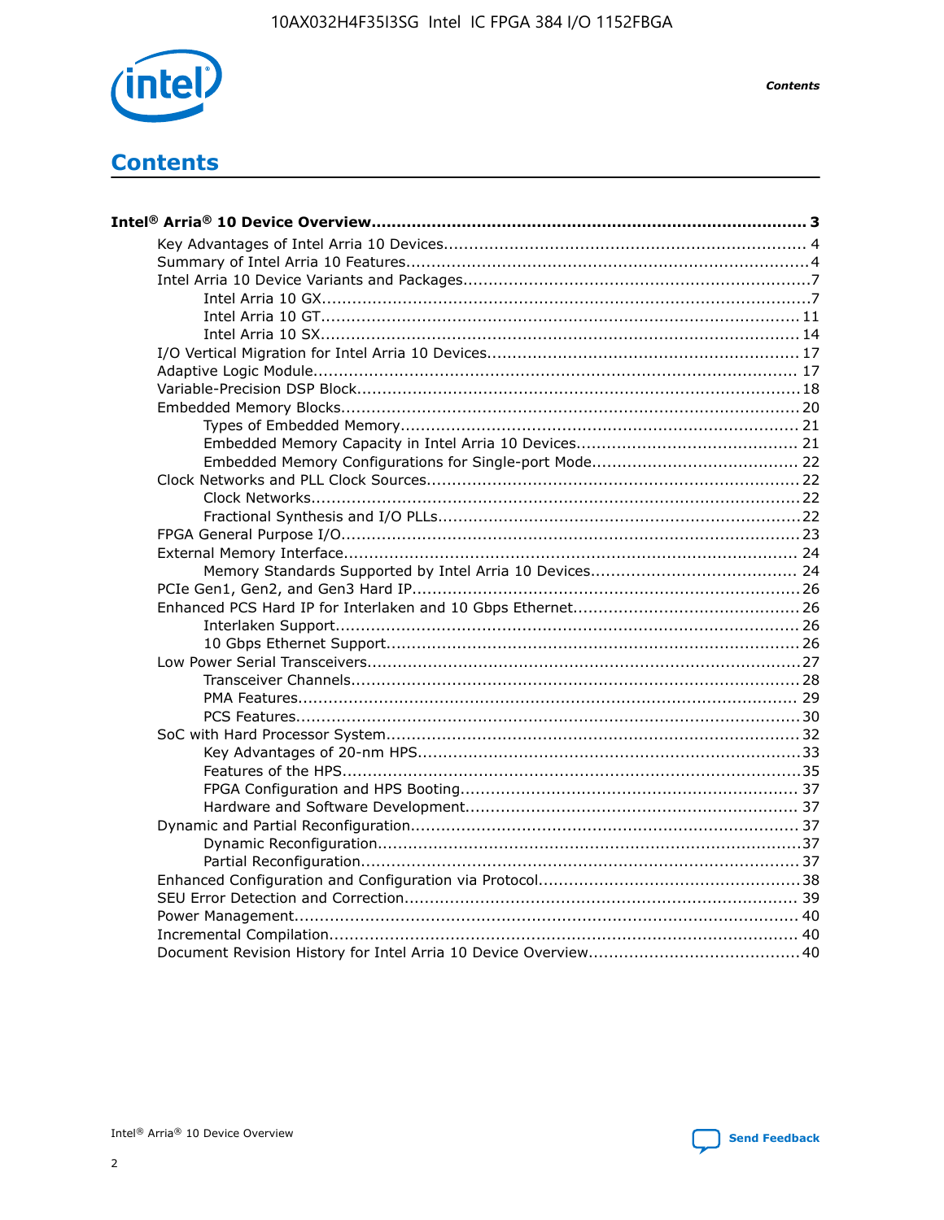# Contents

**Intel® Arria® 10 Device Overview....................................................................................... 3**

- Key Advantages of Intel Arria 10 Devices........................................................................ 4
- Summary of Intel Arria 10 Features................................................................................4
- Intel Arria 10 Device Variants and Packages.....................................................................7
  - Intel Arria 10 GX..................................................................................................7
  - Intel Arria 10 GT................................................................................................ 11
  - Intel Arria 10 SX................................................................................................ 14
- I/O Vertical Migration for Intel Arria 10 Devices.............................................................. 17
- Adaptive Logic Module................................................................................................ 17
- Variable-Precision DSP Block........................................................................................18
- Embedded Memory Blocks........................................................................................... 20
  - Types of Embedded Memory................................................................................ 21
  - Embedded Memory Capacity in Intel Arria 10 Devices............................................. 21
  - Embedded Memory Configurations for Single-port Mode.......................................... 22
- Clock Networks and PLL Clock Sources.......................................................................... 22
  - Clock Networks.................................................................................................. 22
  - Fractional Synthesis and I/O PLLs.........................................................................22
- FPGA General Purpose I/O........................................................................................... 23
- External Memory Interface.......................................................................................... 24
  - Memory Standards Supported by Intel Arria 10 Devices.......................................... 24
- PCIe Gen1, Gen2, and Gen3 Hard IP............................................................................. 26
- Enhanced PCS Hard IP for Interlaken and 10 Gbps Ethernet............................................. 26
  - Interlaken Support............................................................................................. 26
  - 10 Gbps Ethernet Support................................................................................... 26
- Low Power Serial Transceivers......................................................................................27
  - Transceiver Channels.......................................................................................... 28
  - PMA Features.................................................................................................... 29
  - PCS Features.....................................................................................................30
- SoC with Hard Processor System.................................................................................. 32
  - Key Advantages of 20-nm HPS.............................................................................33
  - Features of the HPS............................................................................................35
  - FPGA Configuration and HPS Booting.................................................................... 37
  - Hardware and Software Development................................................................... 37
- Dynamic and Partial Reconfiguration............................................................................. 37
  - Dynamic Reconfiguration.....................................................................................37
  - Partial Reconfiguration........................................................................................ 37
- Enhanced Configuration and Configuration via Protocol....................................................38
- SEU Error Detection and Correction.............................................................................. 39
- Power Management.................................................................................................... 40
- Incremental Compilation............................................................................................. 40
- Document Revision History for Intel Arria 10 Device Overview.......................................... 40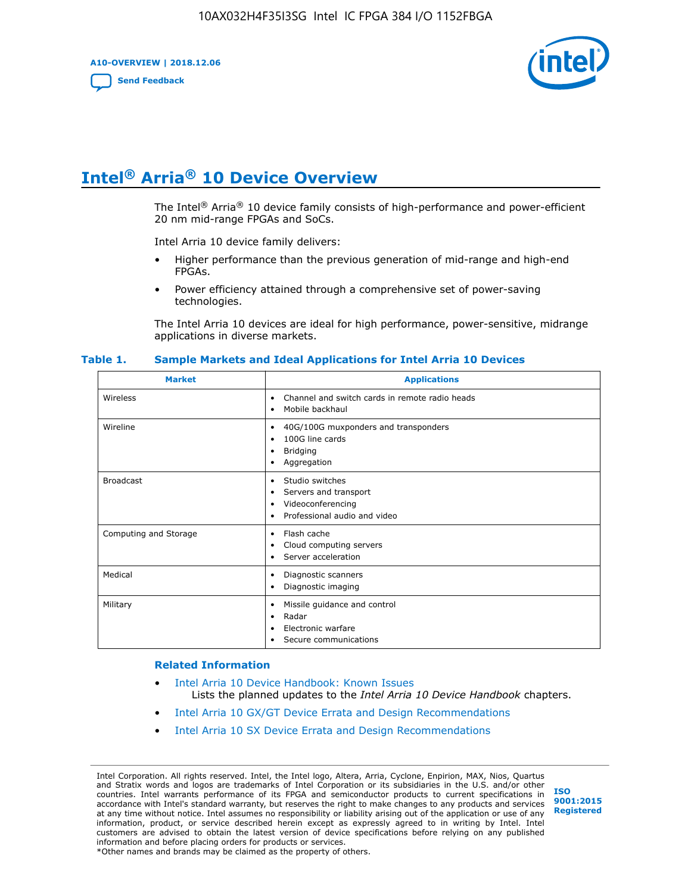# Intel® Arria® 10 Device Overview

The Intel® Arria® 10 device family consists of high-performance and power-efficient 20 nm mid-range FPGAs and SoCs.

Intel Arria 10 device family delivers:

- Higher performance than the previous generation of mid-range and high-end FPGAs.
- Power efficiency attained through a comprehensive set of power-saving technologies.

The Intel Arria 10 devices are ideal for high performance, power-sensitive, midrange applications in diverse markets.

**Table 1. Sample Markets and Ideal Applications for Intel Arria 10 Devices**

| Market | Applications |
|---|---|
| Wireless | • Channel and switch cards in remote radio heads<br>• Mobile backhaul |
| Wireline | • 40G/100G muxponders and transponders<br>• 100G line cards<br>• Bridging<br>• Aggregation |
| Broadcast | • Studio switches<br>• Servers and transport<br>• Videoconferencing<br>• Professional audio and video |
| Computing and Storage | • Flash cache<br>• Cloud computing servers<br>• Server acceleration |
| Medical | • Diagnostic scanners<br>• Diagnostic imaging |
| Military | • Missile guidance and control<br>• Radar<br>• Electronic warfare<br>• Secure communications |

### Related Information

- Intel Arria 10 Device Handbook: Known Issues
  Lists the planned updates to the *Intel Arria 10 Device Handbook* chapters.
- Intel Arria 10 GX/GT Device Errata and Design Recommendations
- Intel Arria 10 SX Device Errata and Design Recommendations

Intel Corporation. All rights reserved. Intel, the Intel logo, Altera, Arria, Cyclone, Enpirion, MAX, Nios, Quartus and Stratix words and logos are trademarks of Intel Corporation or its subsidiaries in the U.S. and/or other countries. Intel warrants performance of its FPGA and semiconductor products to current specifications in accordance with Intel's standard warranty, but reserves the right to make changes to any products and services at any time without notice. Intel assumes no responsibility or liability arising out of the application or use of any information, product, or service described herein except as expressly agreed to in writing by Intel. Intel customers are advised to obtain the latest version of device specifications before relying on any published information and before placing orders for products or services.
*Other names and brands may be claimed as the property of others.

ISO 9001:2015 Registered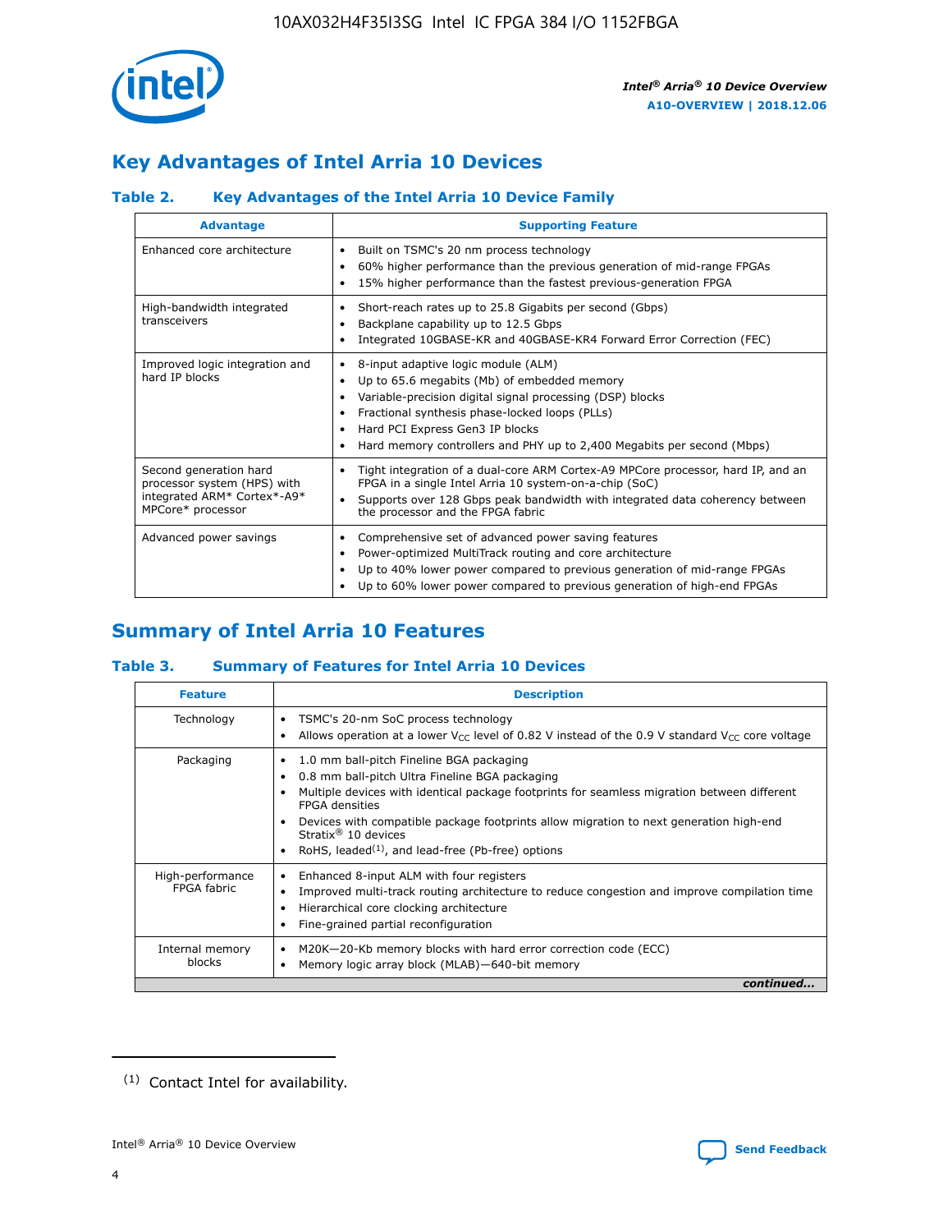## Key Advantages of Intel Arria 10 Devices

### Table 2. Key Advantages of the Intel Arria 10 Device Family

| Advantage | Supporting Feature |
|---|---|
| Enhanced core architecture | • Built on TSMC's 20 nm process technology<br>• 60% higher performance than the previous generation of mid-range FPGAs<br>• 15% higher performance than the fastest previous-generation FPGA |
| High-bandwidth integrated transceivers | • Short-reach rates up to 25.8 Gigabits per second (Gbps)<br>• Backplane capability up to 12.5 Gbps<br>• Integrated 10GBASE-KR and 40GBASE-KR4 Forward Error Correction (FEC) |
| Improved logic integration and hard IP blocks | • 8-input adaptive logic module (ALM)<br>• Up to 65.6 megabits (Mb) of embedded memory<br>• Variable-precision digital signal processing (DSP) blocks<br>• Fractional synthesis phase-locked loops (PLLs)<br>• Hard PCI Express Gen3 IP blocks<br>• Hard memory controllers and PHY up to 2,400 Megabits per second (Mbps) |
| Second generation hard processor system (HPS) with integrated ARM* Cortex*-A9* MPCore* processor | • Tight integration of a dual-core ARM Cortex-A9 MPCore processor, hard IP, and an FPGA in a single Intel Arria 10 system-on-a-chip (SoC)<br>• Supports over 128 Gbps peak bandwidth with integrated data coherency between the processor and the FPGA fabric |
| Advanced power savings | • Comprehensive set of advanced power saving features<br>• Power-optimized MultiTrack routing and core architecture<br>• Up to 40% lower power compared to previous generation of mid-range FPGAs<br>• Up to 60% lower power compared to previous generation of high-end FPGAs |

## Summary of Intel Arria 10 Features

### Table 3. Summary of Features for Intel Arria 10 Devices

| Feature | Description |
|---|---|
| Technology | • TSMC's 20-nm SoC process technology<br>• Allows operation at a lower $V_{CC}$ level of 0.82 V instead of the 0.9 V standard $V_{CC}$ core voltage |
| Packaging | • 1.0 mm ball-pitch Fineline BGA packaging<br>• 0.8 mm ball-pitch Ultra Fineline BGA packaging<br>• Multiple devices with identical package footprints for seamless migration between different FPGA densities<br>• Devices with compatible package footprints allow migration to next generation high-end Stratix® 10 devices<br>• RoHS, leaded[1], and lead-free (Pb-free) options |
| High-performance FPGA fabric | • Enhanced 8-input ALM with four registers<br>• Improved multi-track routing architecture to reduce congestion and improve compilation time<br>• Hierarchical core clocking architecture<br>• Fine-grained partial reconfiguration |
| Internal memory blocks | • M20K—20-Kb memory blocks with hard error correction code (ECC)<br>• Memory logic array block (MLAB)—640-bit memory |

*continued...*

(1) Contact Intel for availability.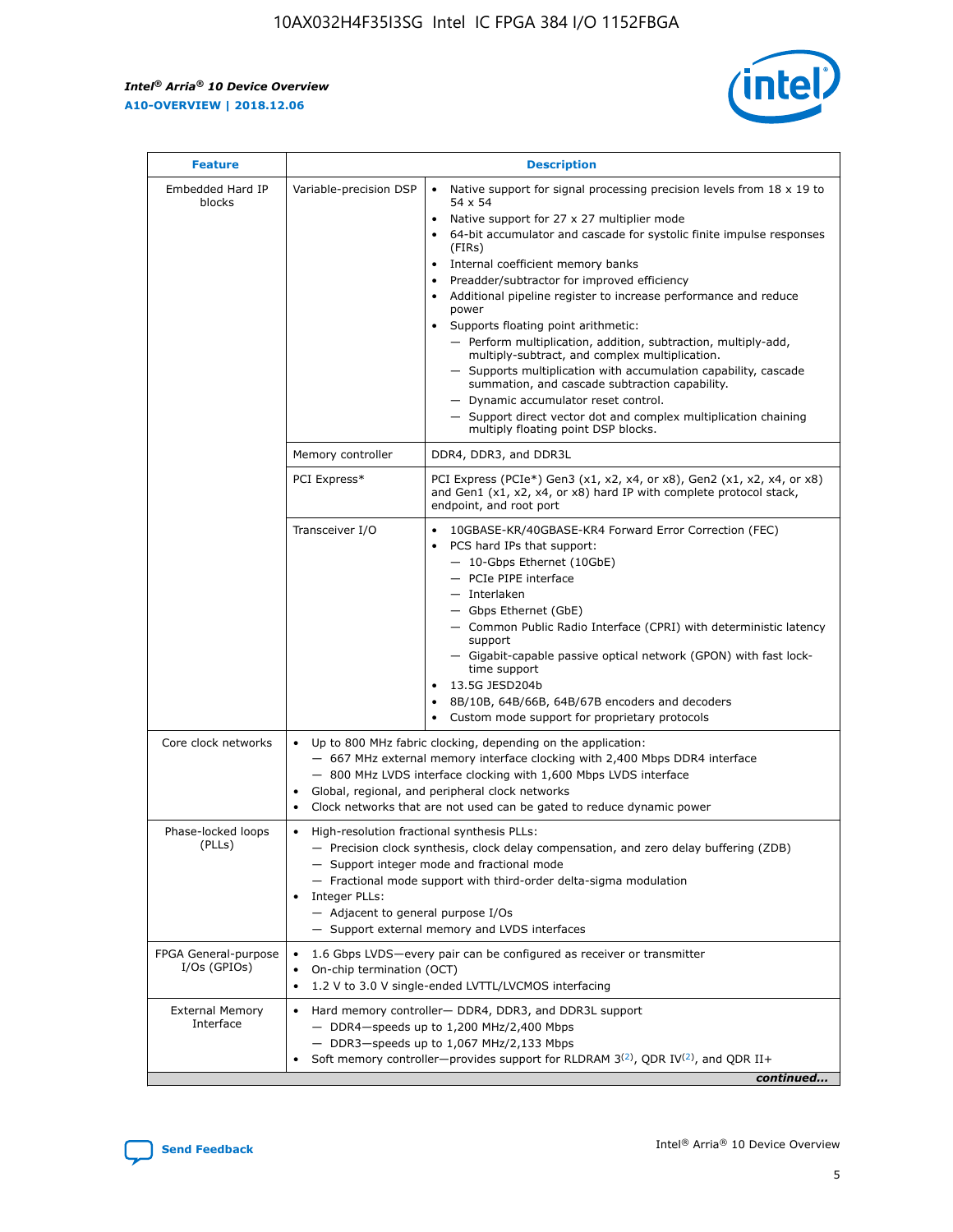| Feature | Description | |
|---|---|---|
| Embedded Hard IP blocks | Variable-precision DSP | • Native support for signal processing precision levels from 18 x 19 to 54 x 54<br>• Native support for 27 x 27 multiplier mode<br>• 64-bit accumulator and cascade for systolic finite impulse responses (FIRs)<br>• Internal coefficient memory banks<br>• Preadder/subtractor for improved efficiency<br>• Additional pipeline register to increase performance and reduce power<br>• Supports floating point arithmetic:<br>— Perform multiplication, addition, subtraction, multiply-add, multiply-subtract, and complex multiplication.<br>— Supports multiplication with accumulation capability, cascade summation, and cascade subtraction capability.<br>— Dynamic accumulator reset control.<br>— Support direct vector dot and complex multiplication chaining multiply floating point DSP blocks. |
| | Memory controller | DDR4, DDR3, and DDR3L |
| | PCI Express* | PCI Express (PCIe*) Gen3 (x1, x2, x4, or x8), Gen2 (x1, x2, x4, or x8) and Gen1 (x1, x2, x4, or x8) hard IP with complete protocol stack, endpoint, and root port |
| | Transceiver I/O | • 10GBASE-KR/40GBASE-KR4 Forward Error Correction (FEC)<br>• PCS hard IPs that support:<br>— 10-Gbps Ethernet (10GbE)<br>— PCIe PIPE interface<br>— Interlaken<br>— Gbps Ethernet (GbE)<br>— Common Public Radio Interface (CPRI) with deterministic latency support<br>— Gigabit-capable passive optical network (GPON) with fast lock-time support<br>• 13.5G JESD204b<br>• 8B/10B, 64B/66B, 64B/67B encoders and decoders<br>• Custom mode support for proprietary protocols |
| Core clock networks | • Up to 800 MHz fabric clocking, depending on the application:<br>— 667 MHz external memory interface clocking with 2,400 Mbps DDR4 interface<br>— 800 MHz LVDS interface clocking with 1,600 Mbps LVDS interface<br>• Global, regional, and peripheral clock networks<br>• Clock networks that are not used can be gated to reduce dynamic power | |
| Phase-locked loops (PLLs) | • High-resolution fractional synthesis PLLs:<br>— Precision clock synthesis, clock delay compensation, and zero delay buffering (ZDB)<br>— Support integer mode and fractional mode<br>— Fractional mode support with third-order delta-sigma modulation<br>• Integer PLLs:<br>— Adjacent to general purpose I/Os<br>— Support external memory and LVDS interfaces | |
| FPGA General-purpose I/Os (GPIOs) | • 1.6 Gbps LVDS—every pair can be configured as receiver or transmitter<br>• On-chip termination (OCT)<br>• 1.2 V to 3.0 V single-ended LVTTL/LVCMOS interfacing | |
| External Memory Interface | • Hard memory controller— DDR4, DDR3, and DDR3L support<br>— DDR4—speeds up to 1,200 MHz/2,400 Mbps<br>— DDR3—speeds up to 1,067 MHz/2,133 Mbps<br>• Soft memory controller—provides support for RLDRAM 3[(2)], QDR IV[(2)], and QDR II+ | |

*continued...*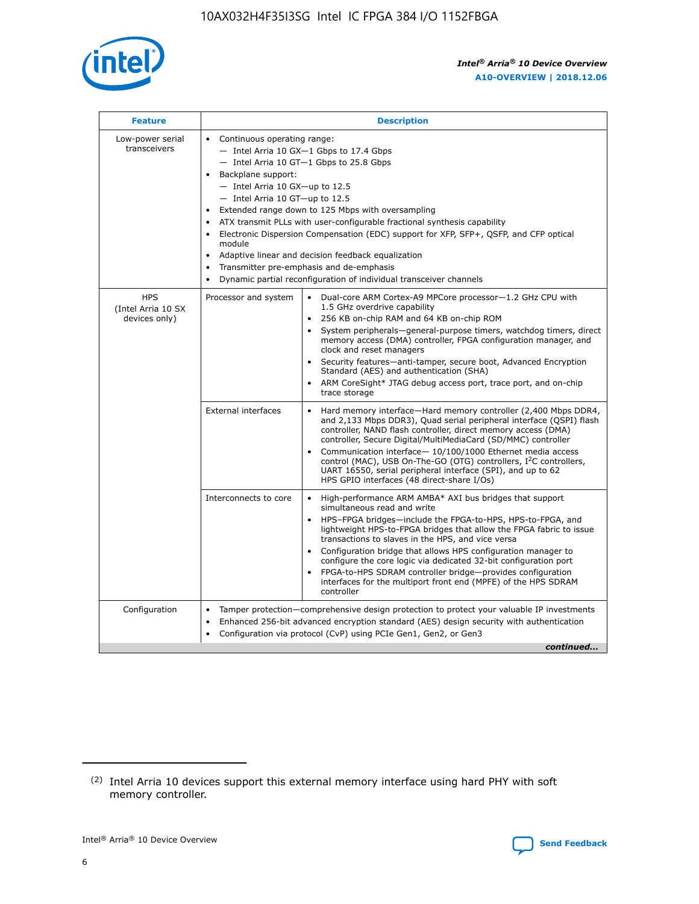| Feature | Description | |
|---|---|---|
| Low-power serial transceivers | • Continuous operating range:<br>— Intel Arria 10 GX—1 Gbps to 17.4 Gbps<br>— Intel Arria 10 GT—1 Gbps to 25.8 Gbps<br>• Backplane support:<br>— Intel Arria 10 GX—up to 12.5<br>— Intel Arria 10 GT—up to 12.5<br>• Extended range down to 125 Mbps with oversampling<br>• ATX transmit PLLs with user-configurable fractional synthesis capability<br>• Electronic Dispersion Compensation (EDC) support for XFP, SFP+, QSFP, and CFP optical module<br>• Adaptive linear and decision feedback equalization<br>• Transmitter pre-emphasis and de-emphasis<br>• Dynamic partial reconfiguration of individual transceiver channels | |
| HPS (Intel Arria 10 SX devices only) | Processor and system | • Dual-core ARM Cortex-A9 MPCore processor—1.2 GHz CPU with 1.5 GHz overdrive capability<br>• 256 KB on-chip RAM and 64 KB on-chip ROM<br>• System peripherals—general-purpose timers, watchdog timers, direct memory access (DMA) controller, FPGA configuration manager, and clock and reset managers<br>• Security features—anti-tamper, secure boot, Advanced Encryption Standard (AES) and authentication (SHA)<br>• ARM CoreSight* JTAG debug access port, trace port, and on-chip trace storage |
| | External interfaces | • Hard memory interface—Hard memory controller (2,400 Mbps DDR4, and 2,133 Mbps DDR3), Quad serial peripheral interface (QSPI) flash controller, NAND flash controller, direct memory access (DMA) controller, Secure Digital/MultiMediaCard (SD/MMC) controller<br>• Communication interface— 10/100/1000 Ethernet media access control (MAC), USB On-The-GO (OTG) controllers, I²C controllers, UART 16550, serial peripheral interface (SPI), and up to 62 HPS GPIO interfaces (48 direct-share I/Os) |
| | Interconnects to core | • High-performance ARM AMBA* AXI bus bridges that support simultaneous read and write<br>• HPS–FPGA bridges—include the FPGA-to-HPS, HPS-to-FPGA, and lightweight HPS-to-FPGA bridges that allow the FPGA fabric to issue transactions to slaves in the HPS, and vice versa<br>• Configuration bridge that allows HPS configuration manager to configure the core logic via dedicated 32-bit configuration port<br>• FPGA-to-HPS SDRAM controller bridge—provides configuration interfaces for the multiport front end (MPFE) of the HPS SDRAM controller |
| Configuration | • Tamper protection—comprehensive design protection to protect your valuable IP investments<br>• Enhanced 256-bit advanced encryption standard (AES) design security with authentication<br>• Configuration via protocol (CvP) using PCIe Gen1, Gen2, or Gen3 | |

*continued...*

(2) Intel Arria 10 devices support this external memory interface using hard PHY with soft memory controller.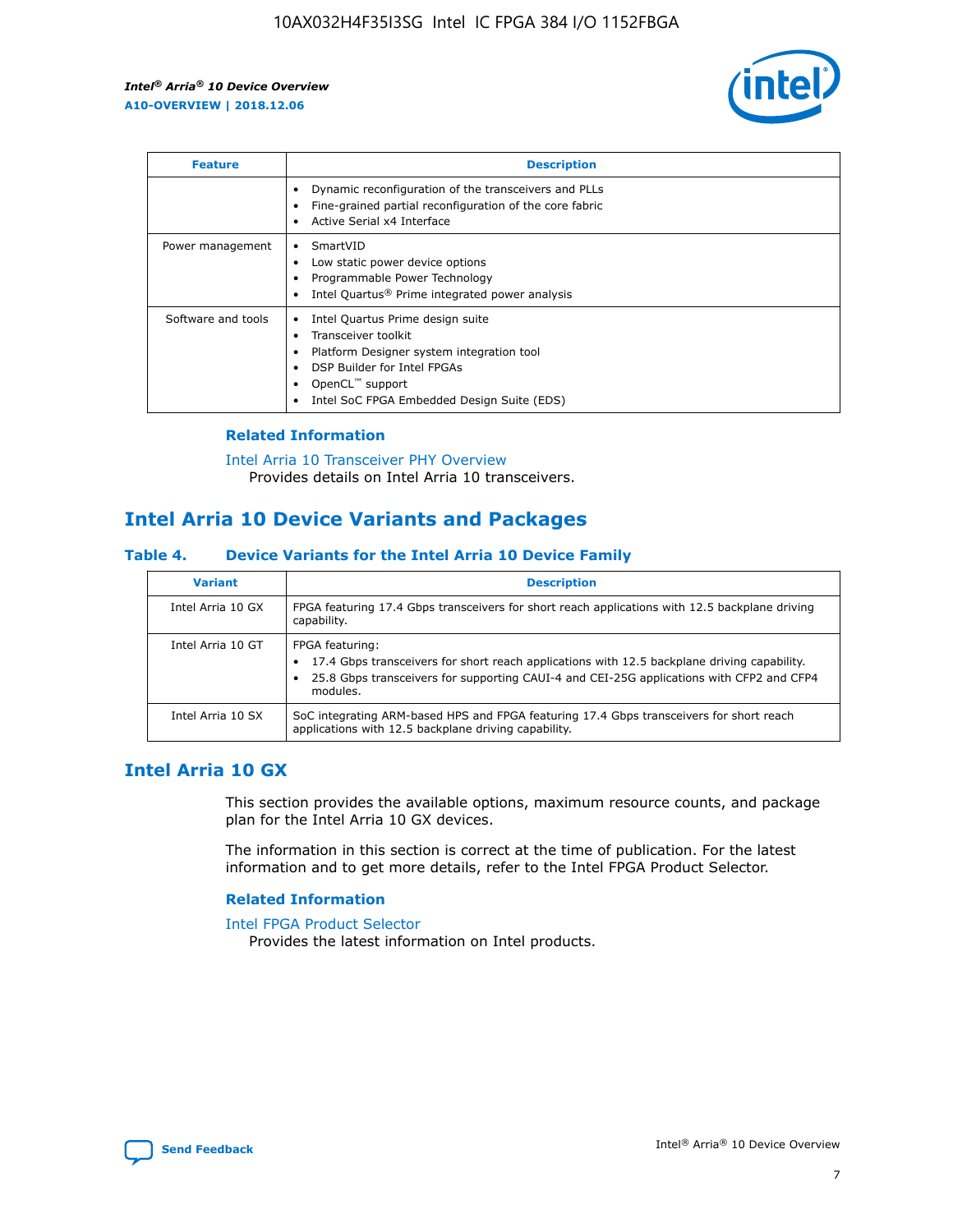| Feature | Description |
| --- | --- |
| | • Dynamic reconfiguration of the transceivers and PLLs<br>• Fine-grained partial reconfiguration of the core fabric<br>• Active Serial x4 Interface |
| Power management | • SmartVID<br>• Low static power device options<br>• Programmable Power Technology<br>• Intel Quartus® Prime integrated power analysis |
| Software and tools | • Intel Quartus Prime design suite<br>• Transceiver toolkit<br>• Platform Designer system integration tool<br>• DSP Builder for Intel FPGAs<br>• OpenCL™ support<br>• Intel SoC FPGA Embedded Design Suite (EDS) |

### Related Information

Intel Arria 10 Transceiver PHY Overview
Provides details on Intel Arria 10 transceivers.

## Intel Arria 10 Device Variants and Packages

**Table 4. Device Variants for the Intel Arria 10 Device Family**

| Variant | Description |
| --- | --- |
| Intel Arria 10 GX | FPGA featuring 17.4 Gbps transceivers for short reach applications with 12.5 backplane driving capability. |
| Intel Arria 10 GT | FPGA featuring:<br>• 17.4 Gbps transceivers for short reach applications with 12.5 backplane driving capability.<br>• 25.8 Gbps transceivers for supporting CAUI-4 and CEI-25G applications with CFP2 and CFP4 modules. |
| Intel Arria 10 SX | SoC integrating ARM-based HPS and FPGA featuring 17.4 Gbps transceivers for short reach applications with 12.5 backplane driving capability. |

## Intel Arria 10 GX

This section provides the available options, maximum resource counts, and package plan for the Intel Arria 10 GX devices.

The information in this section is correct at the time of publication. For the latest information and to get more details, refer to the Intel FPGA Product Selector.

### Related Information

Intel FPGA Product Selector
Provides the latest information on Intel products.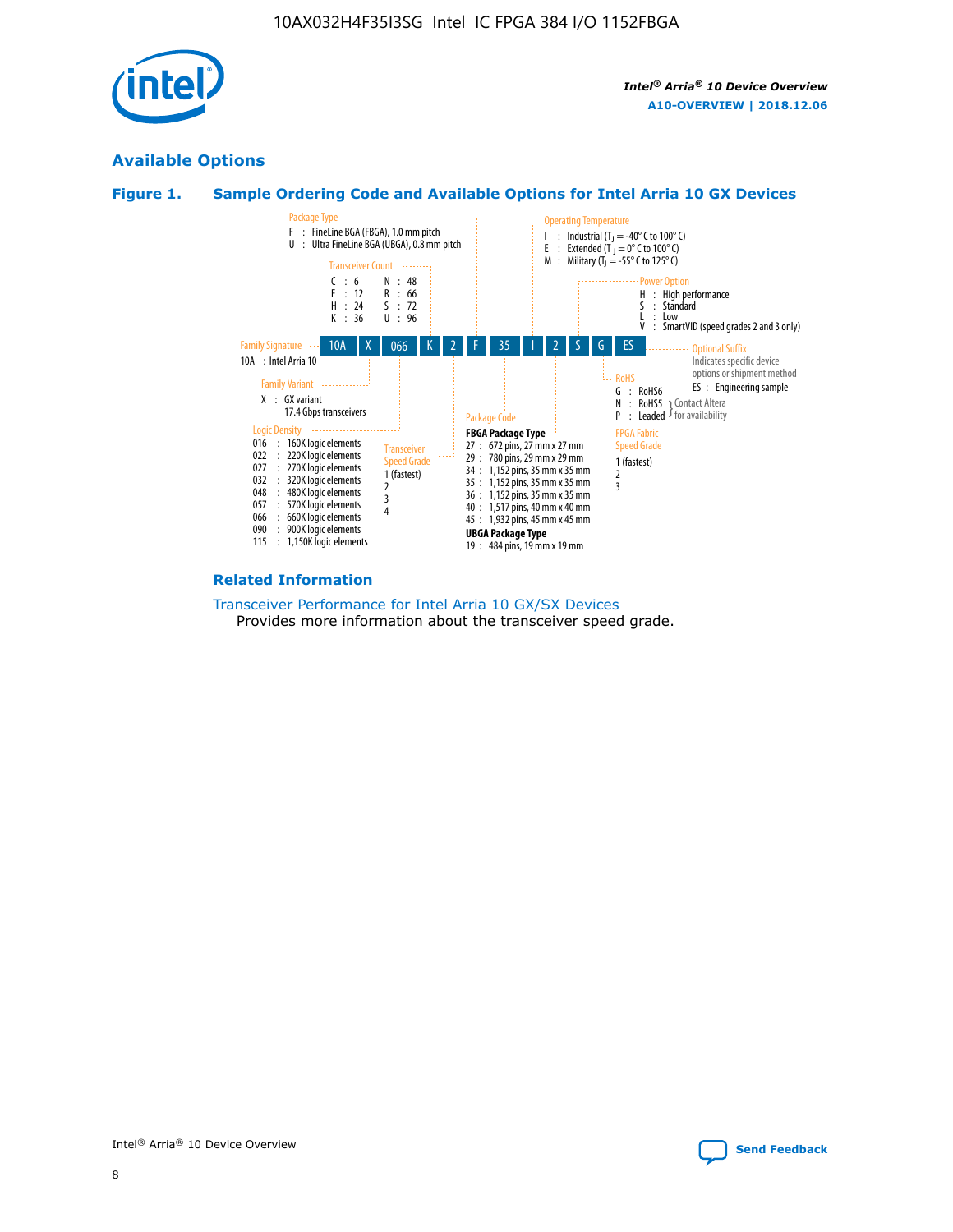## Available Options

### Figure 1. Sample Ordering Code and Available Options for Intel Arria 10 GX Devices

**Sample ordering code:** 10A X 066 K 2 F 35 I 2 S G ES

**Family Signature**
- 10A : Intel Arria 10

**Family Variant**
- X : GX variant, 17.4 Gbps transceivers

**Logic Density**
- 016 : 160K logic elements
- 022 : 220K logic elements
- 027 : 270K logic elements
- 032 : 320K logic elements
- 048 : 480K logic elements
- 057 : 570K logic elements
- 066 : 660K logic elements
- 090 : 900K logic elements
- 115 : 1,150K logic elements

**Transceiver Count**
- C : 6
- E : 12
- H : 24
- K : 36
- N : 48
- R : 66
- S : 72
- U : 96

**Transceiver Speed Grade**
- 1 (fastest)
- 2
- 3
- 4

**Package Type**
- F : FineLine BGA (FBGA), 1.0 mm pitch
- U : Ultra FineLine BGA (UBGA), 0.8 mm pitch

**Package Code**

FBGA Package Type
- 27 : 672 pins, 27 mm x 27 mm
- 29 : 780 pins, 29 mm x 29 mm
- 34 : 1,152 pins, 35 mm x 35 mm
- 35 : 1,152 pins, 35 mm x 35 mm
- 36 : 1,152 pins, 35 mm x 35 mm
- 40 : 1,517 pins, 40 mm x 40 mm
- 45 : 1,932 pins, 45 mm x 45 mm

UBGA Package Type
- 19 : 484 pins, 19 mm x 19 mm

**Operating Temperature**
- I : Industrial ($T_J$ = -40° C to 100° C)
- E : Extended ($T_J$ = 0° C to 100° C)
- M : Military ($T_J$ = -55° C to 125° C)

**FPGA Fabric Speed Grade**
- 1 (fastest)
- 2
- 3

**Power Option**
- H : High performance
- S : Standard
- L : Low
- V : SmartVID (speed grades 2 and 3 only)

**RoHS**
- G : RoHS6
- N : RoHS5 (Contact Altera for availability)
- P : Leaded (Contact Altera for availability)

**Optional Suffix**

Indicates specific device options or shipment method
- ES : Engineering sample

### Related Information

Transceiver Performance for Intel Arria 10 GX/SX Devices
Provides more information about the transceiver speed grade.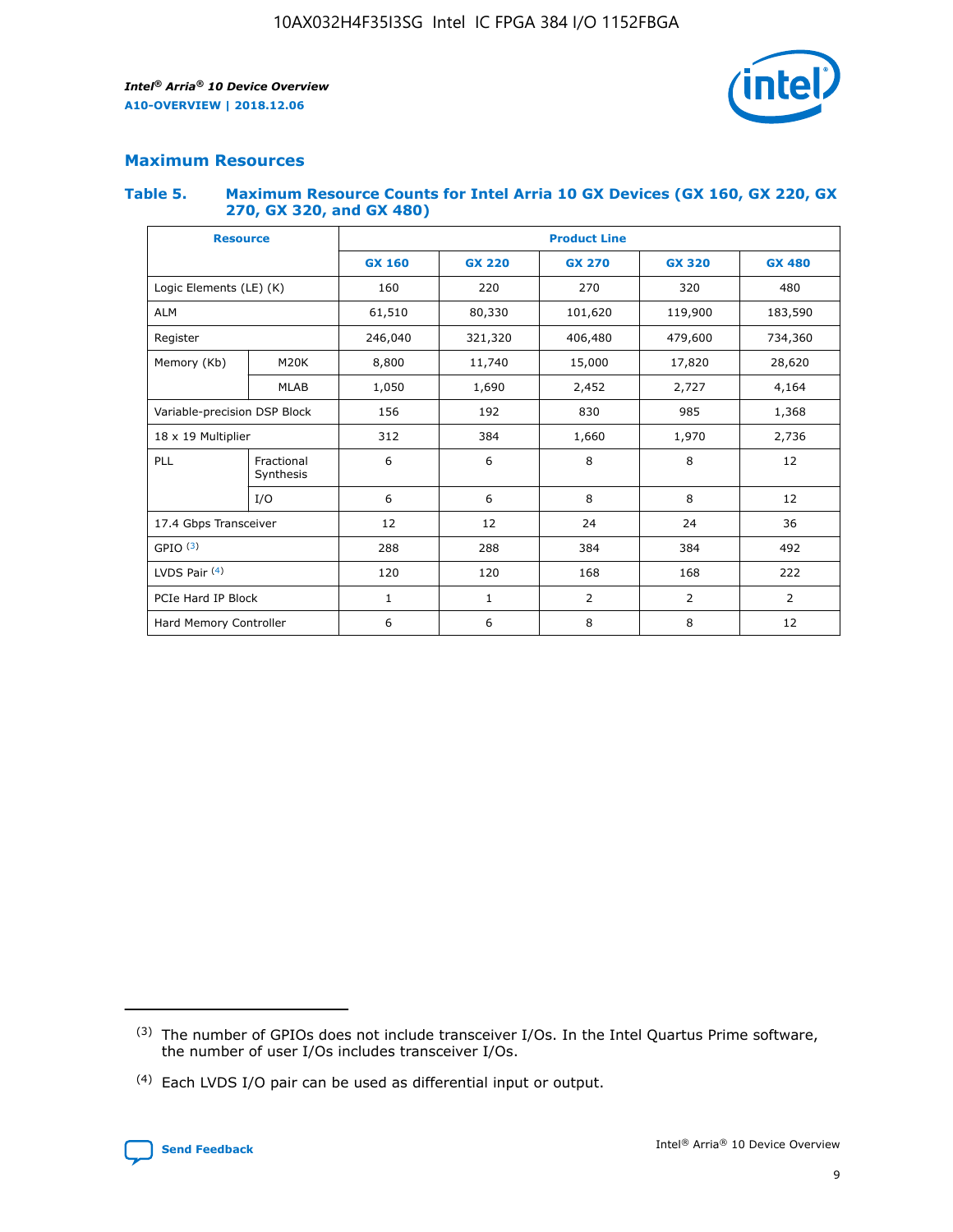## Maximum Resources

### Table 5. Maximum Resource Counts for Intel Arria 10 GX Devices (GX 160, GX 220, GX 270, GX 320, and GX 480)

| Resource | | Product Line | | | | |
|---|---|---|---|---|---|---|
| | | GX 160 | GX 220 | GX 270 | GX 320 | GX 480 |
| Logic Elements (LE) (K) | | 160 | 220 | 270 | 320 | 480 |
| ALM | | 61,510 | 80,330 | 101,620 | 119,900 | 183,590 |
| Register | | 246,040 | 321,320 | 406,480 | 479,600 | 734,360 |
| Memory (Kb) | M20K | 8,800 | 11,740 | 15,000 | 17,820 | 28,620 |
| | MLAB | 1,050 | 1,690 | 2,452 | 2,727 | 4,164 |
| Variable-precision DSP Block | | 156 | 192 | 830 | 985 | 1,368 |
| 18 x 19 Multiplier | | 312 | 384 | 1,660 | 1,970 | 2,736 |
| PLL | Fractional Synthesis | 6 | 6 | 8 | 8 | 12 |
| | I/O | 6 | 6 | 8 | 8 | 12 |
| 17.4 Gbps Transceiver | | 12 | 12 | 24 | 24 | 36 |
| GPIO [3] | | 288 | 288 | 384 | 384 | 492 |
| LVDS Pair [4] | | 120 | 120 | 168 | 168 | 222 |
| PCIe Hard IP Block | | 1 | 1 | 2 | 2 | 2 |
| Hard Memory Controller | | 6 | 6 | 8 | 8 | 12 |

[3] The number of GPIOs does not include transceiver I/Os. In the Intel Quartus Prime software, the number of user I/Os includes transceiver I/Os.

[4] Each LVDS I/O pair can be used as differential input or output.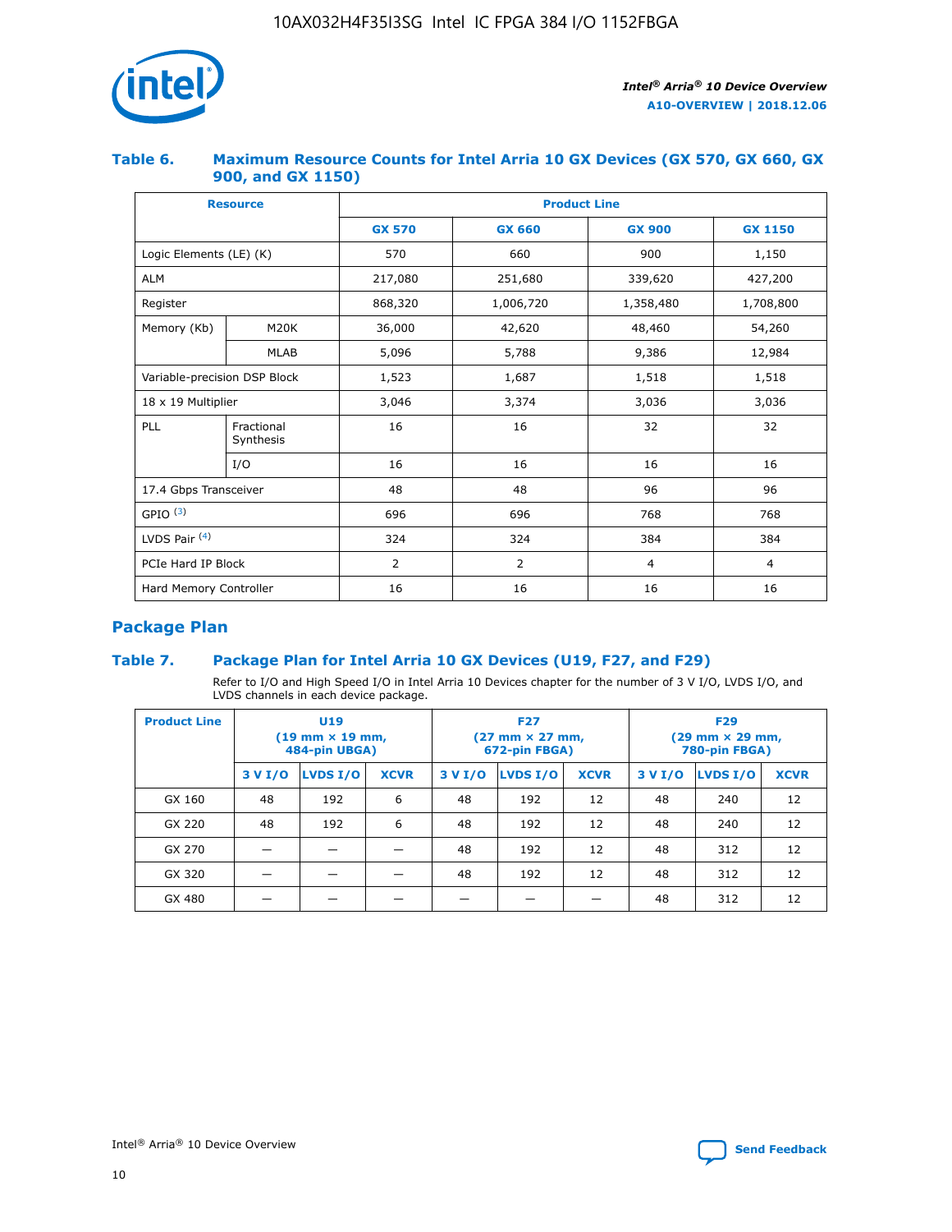### Table 6. Maximum Resource Counts for Intel Arria 10 GX Devices (GX 570, GX 660, GX 900, and GX 1150)

| Resource | | Product Line | | | |
|---|---|---|---|---|---|
| | | GX 570 | GX 660 | GX 900 | GX 1150 |
| Logic Elements (LE) (K) | | 570 | 660 | 900 | 1,150 |
| ALM | | 217,080 | 251,680 | 339,620 | 427,200 |
| Register | | 868,320 | 1,006,720 | 1,358,480 | 1,708,800 |
| Memory (Kb) | M20K | 36,000 | 42,620 | 48,460 | 54,260 |
| | MLAB | 5,096 | 5,788 | 9,386 | 12,984 |
| Variable-precision DSP Block | | 1,523 | 1,687 | 1,518 | 1,518 |
| 18 x 19 Multiplier | | 3,046 | 3,374 | 3,036 | 3,036 |
| PLL | Fractional Synthesis | 16 | 16 | 32 | 32 |
| | I/O | 16 | 16 | 16 | 16 |
| 17.4 Gbps Transceiver | | 48 | 48 | 96 | 96 |
| GPIO [(3)] | | 696 | 696 | 768 | 768 |
| LVDS Pair [(4)] | | 324 | 324 | 384 | 384 |
| PCIe Hard IP Block | | 2 | 2 | 4 | 4 |
| Hard Memory Controller | | 16 | 16 | 16 | 16 |

## Package Plan

### Table 7. Package Plan for Intel Arria 10 GX Devices (U19, F27, and F29)

Refer to I/O and High Speed I/O in Intel Arria 10 Devices chapter for the number of 3 V I/O, LVDS I/O, and LVDS channels in each device package.

| Product Line | U19 (19 mm × 19 mm, 484-pin UBGA) | | | F27 (27 mm × 27 mm, 672-pin FBGA) | | | F29 (29 mm × 29 mm, 780-pin FBGA) | | |
|---|---|---|---|---|---|---|---|---|---|
| | 3 V I/O | LVDS I/O | XCVR | 3 V I/O | LVDS I/O | XCVR | 3 V I/O | LVDS I/O | XCVR |
| GX 160 | 48 | 192 | 6 | 48 | 192 | 12 | 48 | 240 | 12 |
| GX 220 | 48 | 192 | 6 | 48 | 192 | 12 | 48 | 240 | 12 |
| GX 270 | — | — | — | 48 | 192 | 12 | 48 | 312 | 12 |
| GX 320 | — | — | — | 48 | 192 | 12 | 48 | 312 | 12 |
| GX 480 | — | — | — | — | — | — | 48 | 312 | 12 |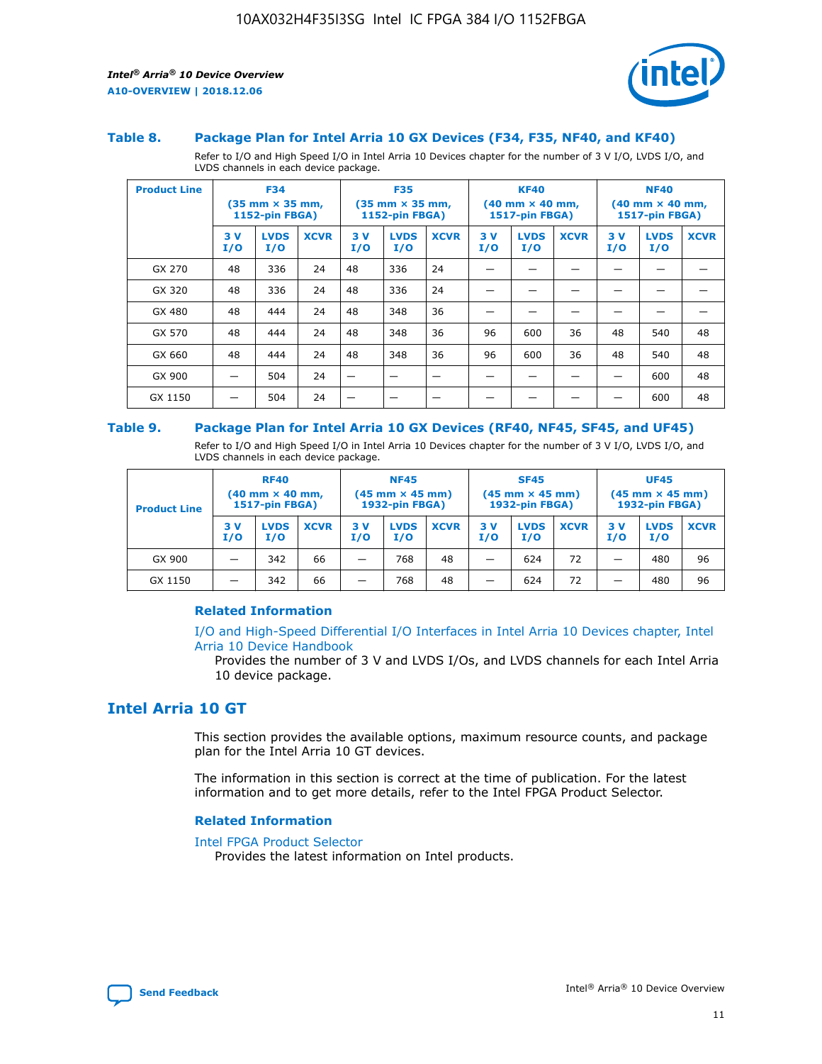### Table 8. Package Plan for Intel Arria 10 GX Devices (F34, F35, NF40, and KF40)

Refer to I/O and High Speed I/O in Intel Arria 10 Devices chapter for the number of 3 V I/O, LVDS I/O, and LVDS channels in each device package.

| Product Line | F34 (35 mm × 35 mm, 1152-pin FBGA) | | | F35 (35 mm × 35 mm, 1152-pin FBGA) | | | KF40 (40 mm × 40 mm, 1517-pin FBGA) | | | NF40 (40 mm × 40 mm, 1517-pin FBGA) | | |
|---|---|---|---|---|---|---|---|---|---|---|---|---|
| | 3 V I/O | LVDS I/O | XCVR | 3 V I/O | LVDS I/O | XCVR | 3 V I/O | LVDS I/O | XCVR | 3 V I/O | LVDS I/O | XCVR |
| GX 270 | 48 | 336 | 24 | 48 | 336 | 24 | — | — | — | — | — | — |
| GX 320 | 48 | 336 | 24 | 48 | 336 | 24 | — | — | — | — | — | — |
| GX 480 | 48 | 444 | 24 | 48 | 348 | 36 | — | — | — | — | — | — |
| GX 570 | 48 | 444 | 24 | 48 | 348 | 36 | 96 | 600 | 36 | 48 | 540 | 48 |
| GX 660 | 48 | 444 | 24 | 48 | 348 | 36 | 96 | 600 | 36 | 48 | 540 | 48 |
| GX 900 | — | 504 | 24 | — | — | — | — | — | — | — | 600 | 48 |
| GX 1150 | — | 504 | 24 | — | — | — | — | — | — | — | 600 | 48 |

### Table 9. Package Plan for Intel Arria 10 GX Devices (RF40, NF45, SF45, and UF45)

Refer to I/O and High Speed I/O in Intel Arria 10 Devices chapter for the number of 3 V I/O, LVDS I/O, and LVDS channels in each device package.

| Product Line | RF40 (40 mm × 40 mm, 1517-pin FBGA) | | | NF45 (45 mm × 45 mm) 1932-pin FBGA) | | | SF45 (45 mm × 45 mm) 1932-pin FBGA) | | | UF45 (45 mm × 45 mm) 1932-pin FBGA) | | |
|---|---|---|---|---|---|---|---|---|---|---|---|---|
| | 3 V I/O | LVDS I/O | XCVR | 3 V I/O | LVDS I/O | XCVR | 3 V I/O | LVDS I/O | XCVR | 3 V I/O | LVDS I/O | XCVR |
| GX 900 | — | 342 | 66 | — | 768 | 48 | — | 624 | 72 | — | 480 | 96 |
| GX 1150 | — | 342 | 66 | — | 768 | 48 | — | 624 | 72 | — | 480 | 96 |

#### Related Information

I/O and High-Speed Differential I/O Interfaces in Intel Arria 10 Devices chapter, Intel Arria 10 Device Handbook

Provides the number of 3 V and LVDS I/Os, and LVDS channels for each Intel Arria 10 device package.

## Intel Arria 10 GT

This section provides the available options, maximum resource counts, and package plan for the Intel Arria 10 GT devices.

The information in this section is correct at the time of publication. For the latest information and to get more details, refer to the Intel FPGA Product Selector.

#### Related Information

Intel FPGA Product Selector

Provides the latest information on Intel products.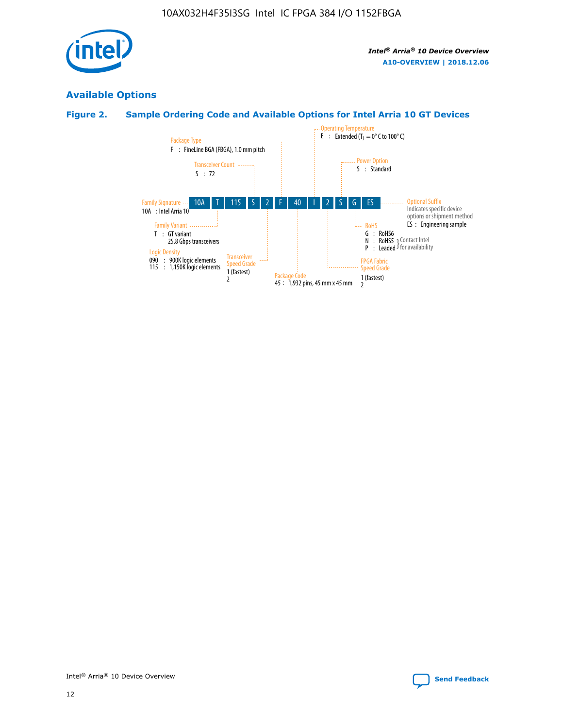## Available Options

### Figure 2. Sample Ordering Code and Available Options for Intel Arria 10 GT Devices

| 10A | T | 115 | S | 2 | F | 40 | I | 2 | S | G | ES |
|---|---|---|---|---|---|---|---|---|---|---|---|

**Family Signature**
10A : Intel Arria 10

**Family Variant**
T : GT variant
25.8 Gbps transceivers

**Logic Density**
090 : 900K logic elements
115 : 1,150K logic elements

**Transceiver Count**
S : 72

**Transceiver Speed Grade**
1 (fastest)
2

**Package Type**
F : FineLine BGA (FBGA), 1.0 mm pitch

**Package Code**
45 : 1,932 pins, 45 mm x 45 mm

**Operating Temperature**
E : Extended ($T_J$ = 0° C to 100° C)

**FPGA Fabric Speed Grade**
1 (fastest)
2

**Power Option**
S : Standard

**RoHS**
G : RoHS6
N : RoHS5 } Contact Intel for availability
P : Leaded } Contact Intel for availability

**Optional Suffix**
Indicates specific device options or shipment method
ES : Engineering sample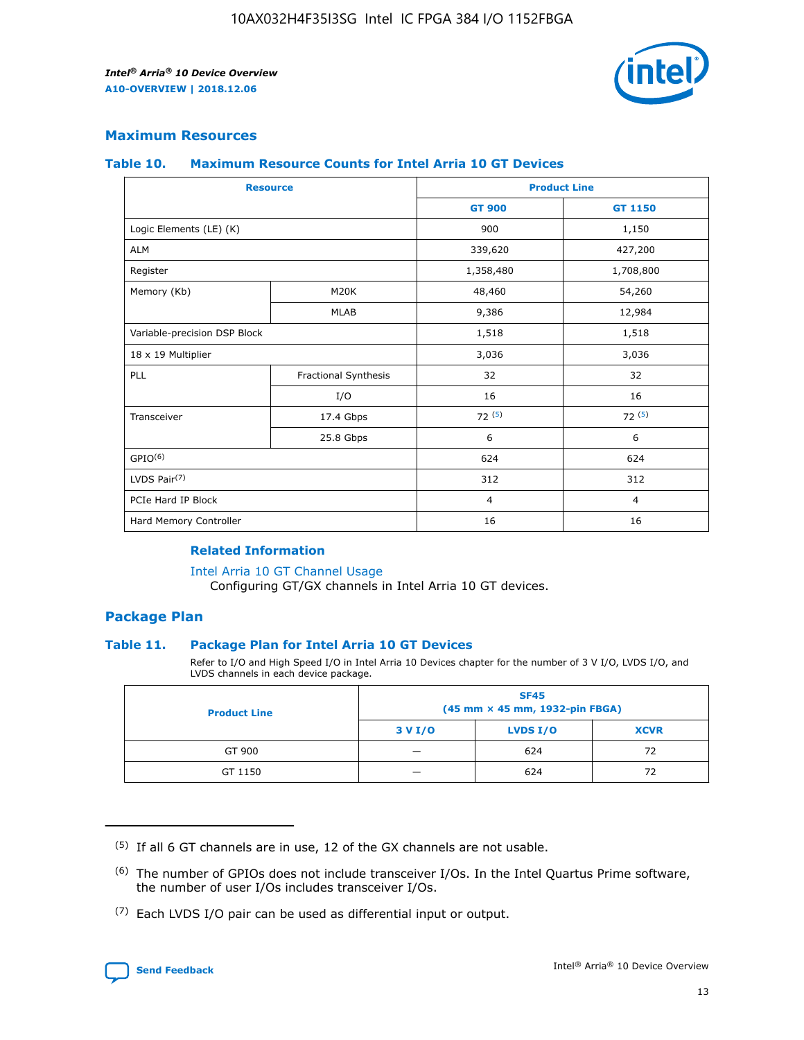## Maximum Resources

### Table 10. Maximum Resource Counts for Intel Arria 10 GT Devices

| Resource | | Product Line | |
|---|---|---|---|
| | | GT 900 | GT 1150 |
| Logic Elements (LE) (K) | | 900 | 1,150 |
| ALM | | 339,620 | 427,200 |
| Register | | 1,358,480 | 1,708,800 |
| Memory (Kb) | M20K | 48,460 | 54,260 |
| | MLAB | 9,386 | 12,984 |
| Variable-precision DSP Block | | 1,518 | 1,518 |
| 18 x 19 Multiplier | | 3,036 | 3,036 |
| PLL | Fractional Synthesis | 32 | 32 |
| | I/O | 16 | 16 |
| Transceiver | 17.4 Gbps | 72 (5) | 72 (5) |
| | 25.8 Gbps | 6 | 6 |
| GPIO(6) | | 624 | 624 |
| LVDS Pair(7) | | 312 | 312 |
| PCIe Hard IP Block | | 4 | 4 |
| Hard Memory Controller | | 16 | 16 |

#### Related Information

Intel Arria 10 GT Channel Usage

Configuring GT/GX channels in Intel Arria 10 GT devices.

## Package Plan

### Table 11. Package Plan for Intel Arria 10 GT Devices

Refer to I/O and High Speed I/O in Intel Arria 10 Devices chapter for the number of 3 V I/O, LVDS I/O, and LVDS channels in each device package.

| Product Line | SF45 (45 mm × 45 mm, 1932-pin FBGA) | | |
|---|---|---|---|
| | 3 V I/O | LVDS I/O | XCVR |
| GT 900 | — | 624 | 72 |
| GT 1150 | — | 624 | 72 |

(5) If all 6 GT channels are in use, 12 of the GX channels are not usable.

(6) The number of GPIOs does not include transceiver I/Os. In the Intel Quartus Prime software, the number of user I/Os includes transceiver I/Os.

(7) Each LVDS I/O pair can be used as differential input or output.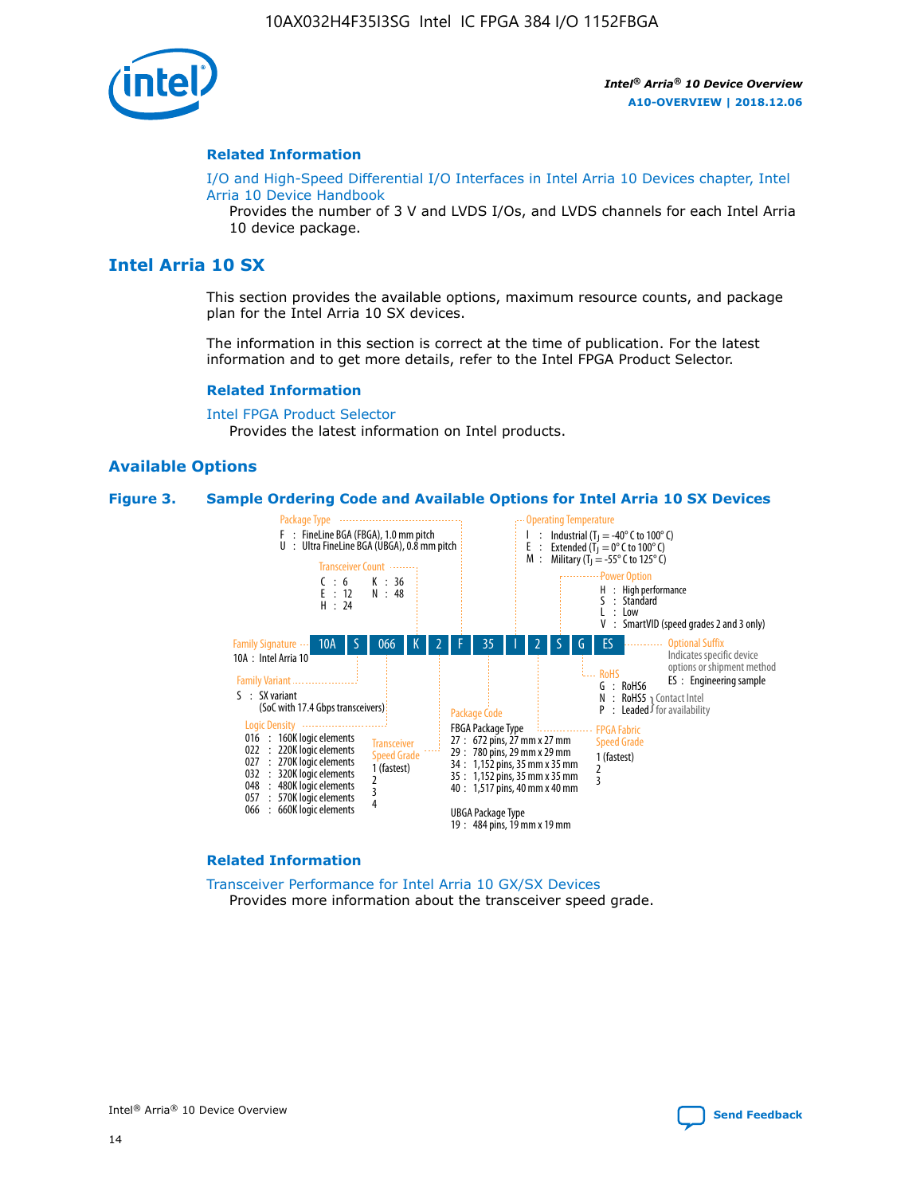## Related Information

I/O and High-Speed Differential I/O Interfaces in Intel Arria 10 Devices chapter, Intel Arria 10 Device Handbook
Provides the number of 3 V and LVDS I/Os, and LVDS channels for each Intel Arria 10 device package.

# Intel Arria 10 SX

This section provides the available options, maximum resource counts, and package plan for the Intel Arria 10 SX devices.

The information in this section is correct at the time of publication. For the latest information and to get more details, refer to the Intel FPGA Product Selector.

## Related Information

Intel FPGA Product Selector
Provides the latest information on Intel products.

## Available Options

**Figure 3. Sample Ordering Code and Available Options for Intel Arria 10 SX Devices**

Sample ordering code: 10A S 066 K 2 F 35 I 2 S G ES

- **Family Signature**
  - 10A : Intel Arria 10
- **Family Variant**
  - S : SX variant (SoC with 17.4 Gbps transceivers)
- **Logic Density**
  - 016 : 160K logic elements
  - 022 : 220K logic elements
  - 027 : 270K logic elements
  - 032 : 320K logic elements
  - 048 : 480K logic elements
  - 057 : 570K logic elements
  - 066 : 660K logic elements
- **Transceiver Count**
  - C : 6
  - E : 12
  - H : 24
  - K : 36
  - N : 48
- **Transceiver Speed Grade**
  - 1 (fastest)
  - 2
  - 3
  - 4
- **Package Type**
  - F : FineLine BGA (FBGA), 1.0 mm pitch
  - U : Ultra FineLine BGA (UBGA), 0.8 mm pitch
- **Package Code**
  - FBGA Package Type
    - 27 : 672 pins, 27 mm x 27 mm
    - 29 : 780 pins, 29 mm x 29 mm
    - 34 : 1,152 pins, 35 mm x 35 mm
    - 35 : 1,152 pins, 35 mm x 35 mm
    - 40 : 1,517 pins, 40 mm x 40 mm
  - UBGA Package Type
    - 19 : 484 pins, 19 mm x 19 mm
- **Operating Temperature**
  - I : Industrial ($T_J$ = -40° C to 100° C)
  - E : Extended ($T_J$ = 0° C to 100° C)
  - M : Military ($T_J$ = -55° C to 125° C)
- **FPGA Fabric Speed Grade**
  - 1 (fastest)
  - 2
  - 3
- **Power Option**
  - H : High performance
  - S : Standard
  - L : Low
  - V : SmartVID (speed grades 2 and 3 only)
- **RoHS**
  - G : RoHS6
  - N : RoHS5 (Contact Intel for availability)
  - P : Leaded (Contact Intel for availability)
- **Optional Suffix**
  - Indicates specific device options or shipment method
  - ES : Engineering sample

## Related Information

Transceiver Performance for Intel Arria 10 GX/SX Devices
Provides more information about the transceiver speed grade.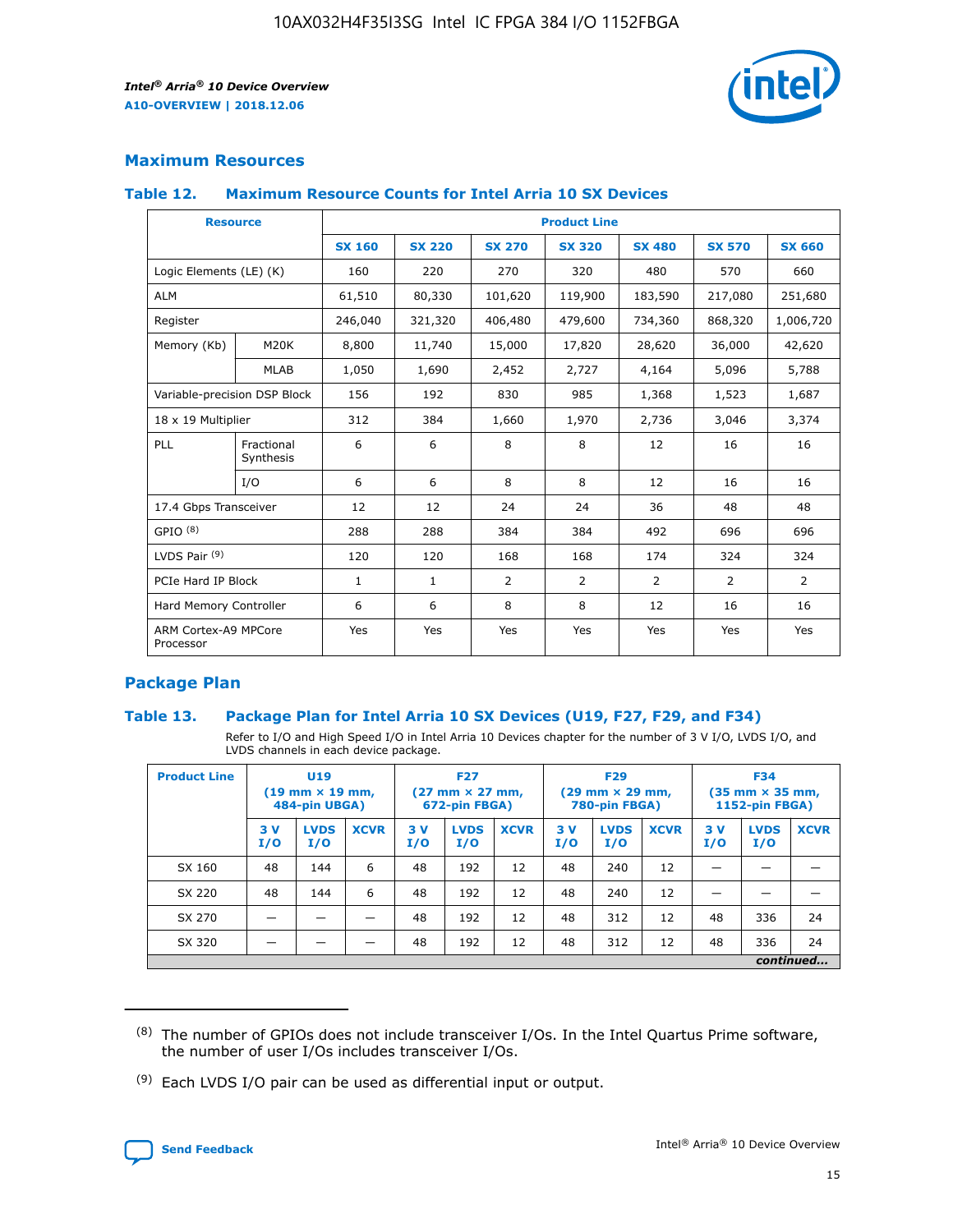## Maximum Resources

### Table 12. Maximum Resource Counts for Intel Arria 10 SX Devices

| Resource | | Product Line | | | | | | |
|---|---|---|---|---|---|---|---|---|
| | | SX 160 | SX 220 | SX 270 | SX 320 | SX 480 | SX 570 | SX 660 |
| Logic Elements (LE) (K) | | 160 | 220 | 270 | 320 | 480 | 570 | 660 |
| ALM | | 61,510 | 80,330 | 101,620 | 119,900 | 183,590 | 217,080 | 251,680 |
| Register | | 246,040 | 321,320 | 406,480 | 479,600 | 734,360 | 868,320 | 1,006,720 |
| Memory (Kb) | M20K | 8,800 | 11,740 | 15,000 | 17,820 | 28,620 | 36,000 | 42,620 |
| | MLAB | 1,050 | 1,690 | 2,452 | 2,727 | 4,164 | 5,096 | 5,788 |
| Variable-precision DSP Block | | 156 | 192 | 830 | 985 | 1,368 | 1,523 | 1,687 |
| 18 x 19 Multiplier | | 312 | 384 | 1,660 | 1,970 | 2,736 | 3,046 | 3,374 |
| PLL | Fractional Synthesis | 6 | 6 | 8 | 8 | 12 | 16 | 16 |
| | I/O | 6 | 6 | 8 | 8 | 12 | 16 | 16 |
| 17.4 Gbps Transceiver | | 12 | 12 | 24 | 24 | 36 | 48 | 48 |
| GPIO [8] | | 288 | 288 | 384 | 384 | 492 | 696 | 696 |
| LVDS Pair [9] | | 120 | 120 | 168 | 168 | 174 | 324 | 324 |
| PCIe Hard IP Block | | 1 | 1 | 2 | 2 | 2 | 2 | 2 |
| Hard Memory Controller | | 6 | 6 | 8 | 8 | 12 | 16 | 16 |
| ARM Cortex-A9 MPCore Processor | | Yes | Yes | Yes | Yes | Yes | Yes | Yes |

## Package Plan

### Table 13. Package Plan for Intel Arria 10 SX Devices (U19, F27, F29, and F34)

Refer to I/O and High Speed I/O in Intel Arria 10 Devices chapter for the number of 3 V I/O, LVDS I/O, and LVDS channels in each device package.

| Product Line | U19 (19 mm × 19 mm, 484-pin UBGA) | | | F27 (27 mm × 27 mm, 672-pin FBGA) | | | F29 (29 mm × 29 mm, 780-pin FBGA) | | | F34 (35 mm × 35 mm, 1152-pin FBGA) | | |
|---|---|---|---|---|---|---|---|---|---|---|---|---|
| | 3 V I/O | LVDS I/O | XCVR | 3 V I/O | LVDS I/O | XCVR | 3 V I/O | LVDS I/O | XCVR | 3 V I/O | LVDS I/O | XCVR |
| SX 160 | 48 | 144 | 6 | 48 | 192 | 12 | 48 | 240 | 12 | — | — | — |
| SX 220 | 48 | 144 | 6 | 48 | 192 | 12 | 48 | 240 | 12 | — | — | — |
| SX 270 | — | — | — | 48 | 192 | 12 | 48 | 312 | 12 | 48 | 336 | 24 |
| SX 320 | — | — | — | 48 | 192 | 12 | 48 | 312 | 12 | 48 | 336 | 24 |

*continued...*

(8) The number of GPIOs does not include transceiver I/Os. In the Intel Quartus Prime software, the number of user I/Os includes transceiver I/Os.

(9) Each LVDS I/O pair can be used as differential input or output.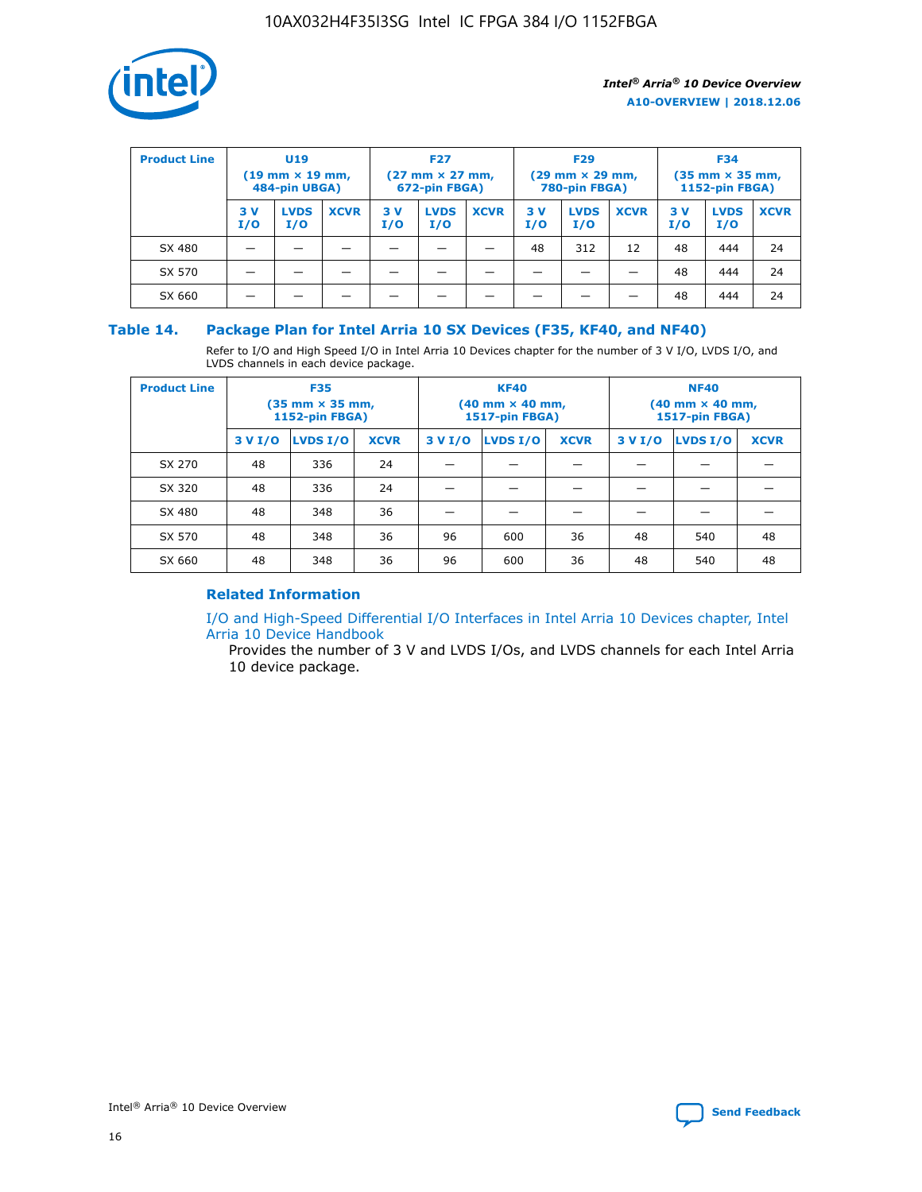| Product Line | U19 (19 mm × 19 mm, 484-pin UBGA) | | | F27 (27 mm × 27 mm, 672-pin FBGA) | | | F29 (29 mm × 29 mm, 780-pin FBGA) | | | F34 (35 mm × 35 mm, 1152-pin FBGA) | | |
|---|---|---|---|---|---|---|---|---|---|---|---|---|
| | 3 V I/O | LVDS I/O | XCVR | 3 V I/O | LVDS I/O | XCVR | 3 V I/O | LVDS I/O | XCVR | 3 V I/O | LVDS I/O | XCVR |
| SX 480 | — | — | — | — | — | — | 48 | 312 | 12 | 48 | 444 | 24 |
| SX 570 | — | — | — | — | — | — | — | — | — | 48 | 444 | 24 |
| SX 660 | — | — | — | — | — | — | — | — | — | 48 | 444 | 24 |

## Table 14. Package Plan for Intel Arria 10 SX Devices (F35, KF40, and NF40)

Refer to I/O and High Speed I/O in Intel Arria 10 Devices chapter for the number of 3 V I/O, LVDS I/O, and LVDS channels in each device package.

| Product Line | F35 (35 mm × 35 mm, 1152-pin FBGA) | | | KF40 (40 mm × 40 mm, 1517-pin FBGA) | | | NF40 (40 mm × 40 mm, 1517-pin FBGA) | | |
|---|---|---|---|---|---|---|---|---|---|
| | 3 V I/O | LVDS I/O | XCVR | 3 V I/O | LVDS I/O | XCVR | 3 V I/O | LVDS I/O | XCVR |
| SX 270 | 48 | 336 | 24 | — | — | — | — | — | — |
| SX 320 | 48 | 336 | 24 | — | — | — | — | — | — |
| SX 480 | 48 | 348 | 36 | — | — | — | — | — | — |
| SX 570 | 48 | 348 | 36 | 96 | 600 | 36 | 48 | 540 | 48 |
| SX 660 | 48 | 348 | 36 | 96 | 600 | 36 | 48 | 540 | 48 |

### Related Information

I/O and High-Speed Differential I/O Interfaces in Intel Arria 10 Devices chapter, Intel Arria 10 Device Handbook

Provides the number of 3 V and LVDS I/Os, and LVDS channels for each Intel Arria 10 device package.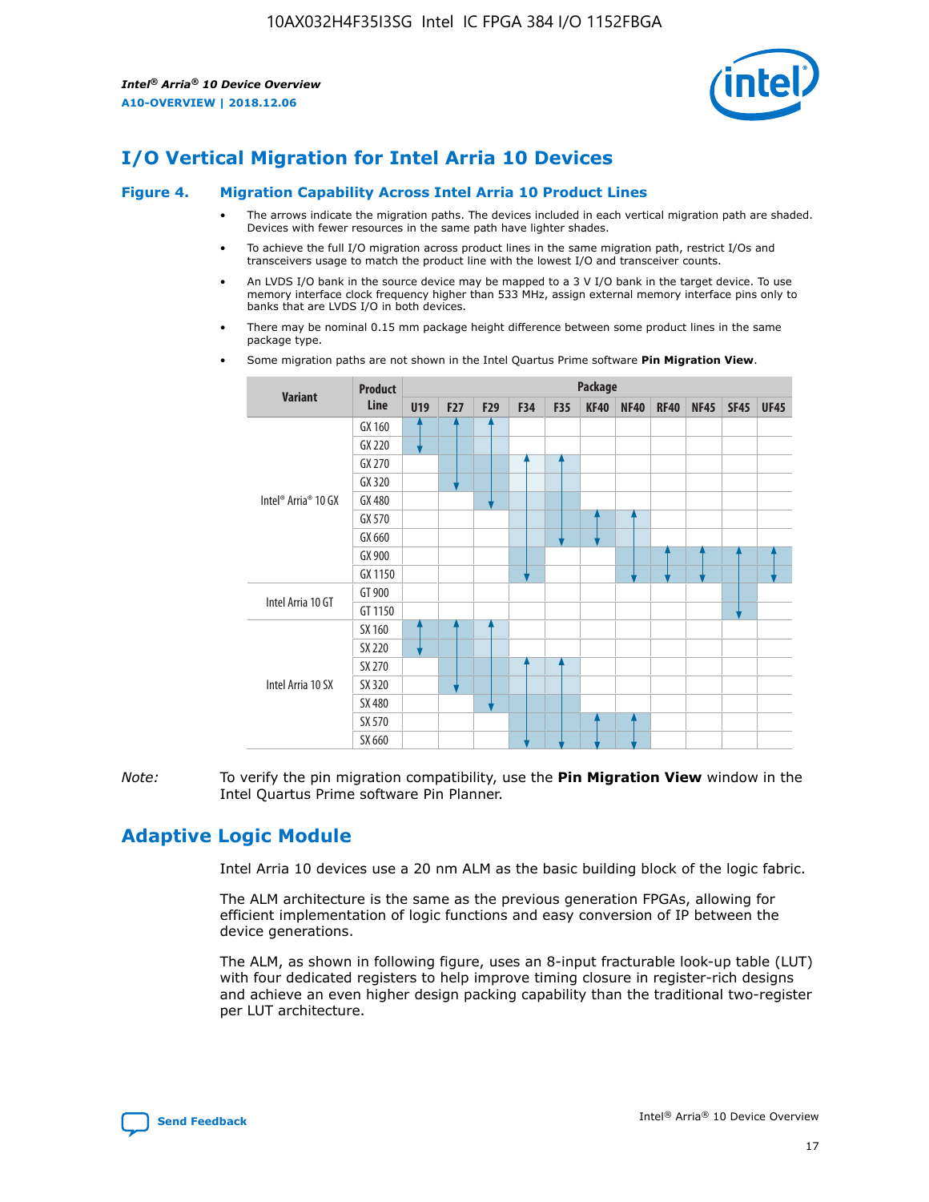## I/O Vertical Migration for Intel Arria 10 Devices

### Figure 4. Migration Capability Across Intel Arria 10 Product Lines

- The arrows indicate the migration paths. The devices included in each vertical migration path are shaded. Devices with fewer resources in the same path have lighter shades.
- To achieve the full I/O migration across product lines in the same migration path, restrict I/Os and transceivers usage to match the product line with the lowest I/O and transceiver counts.
- An LVDS I/O bank in the source device may be mapped to a 3 V I/O bank in the target device. To use memory interface clock frequency higher than 533 MHz, assign external memory interface pins only to banks that are LVDS I/O in both devices.
- There may be nominal 0.15 mm package height difference between some product lines in the same package type.
- Some migration paths are not shown in the Intel Quartus Prime software **Pin Migration View**.

| Variant | Product Line | Package | | | | | | | | | | |
|---|---|---|---|---|---|---|---|---|---|---|---|---|
| | | U19 | F27 | F29 | F34 | F35 | KF40 | NF40 | RF40 | NF45 | SF45 | UF45 |
| Intel® Arria® 10 GX | GX 160 | | | | | | | | | | | |
| | GX 220 | | | | | | | | | | | |
| | GX 270 | | | | | | | | | | | |
| | GX 320 | | | | | | | | | | | |
| | GX 480 | | | | | | | | | | | |
| | GX 570 | | | | | | | | | | | |
| | GX 660 | | | | | | | | | | | |
| | GX 900 | | | | | | | | | | | |
| | GX 1150 | | | | | | | | | | | |
| Intel Arria 10 GT | GT 900 | | | | | | | | | | | |
| | GT 1150 | | | | | | | | | | | |
| Intel Arria 10 SX | SX 160 | | | | | | | | | | | |
| | SX 220 | | | | | | | | | | | |
| | SX 270 | | | | | | | | | | | |
| | SX 320 | | | | | | | | | | | |
| | SX 480 | | | | | | | | | | | |
| | SX 570 | | | | | | | | | | | |
| | SX 660 | | | | | | | | | | | |

*Note:* To verify the pin migration compatibility, use the **Pin Migration View** window in the Intel Quartus Prime software Pin Planner.

## Adaptive Logic Module

Intel Arria 10 devices use a 20 nm ALM as the basic building block of the logic fabric.

The ALM architecture is the same as the previous generation FPGAs, allowing for efficient implementation of logic functions and easy conversion of IP between the device generations.

The ALM, as shown in following figure, uses an 8-input fracturable look-up table (LUT) with four dedicated registers to help improve timing closure in register-rich designs and achieve an even higher design packing capability than the traditional two-register per LUT architecture.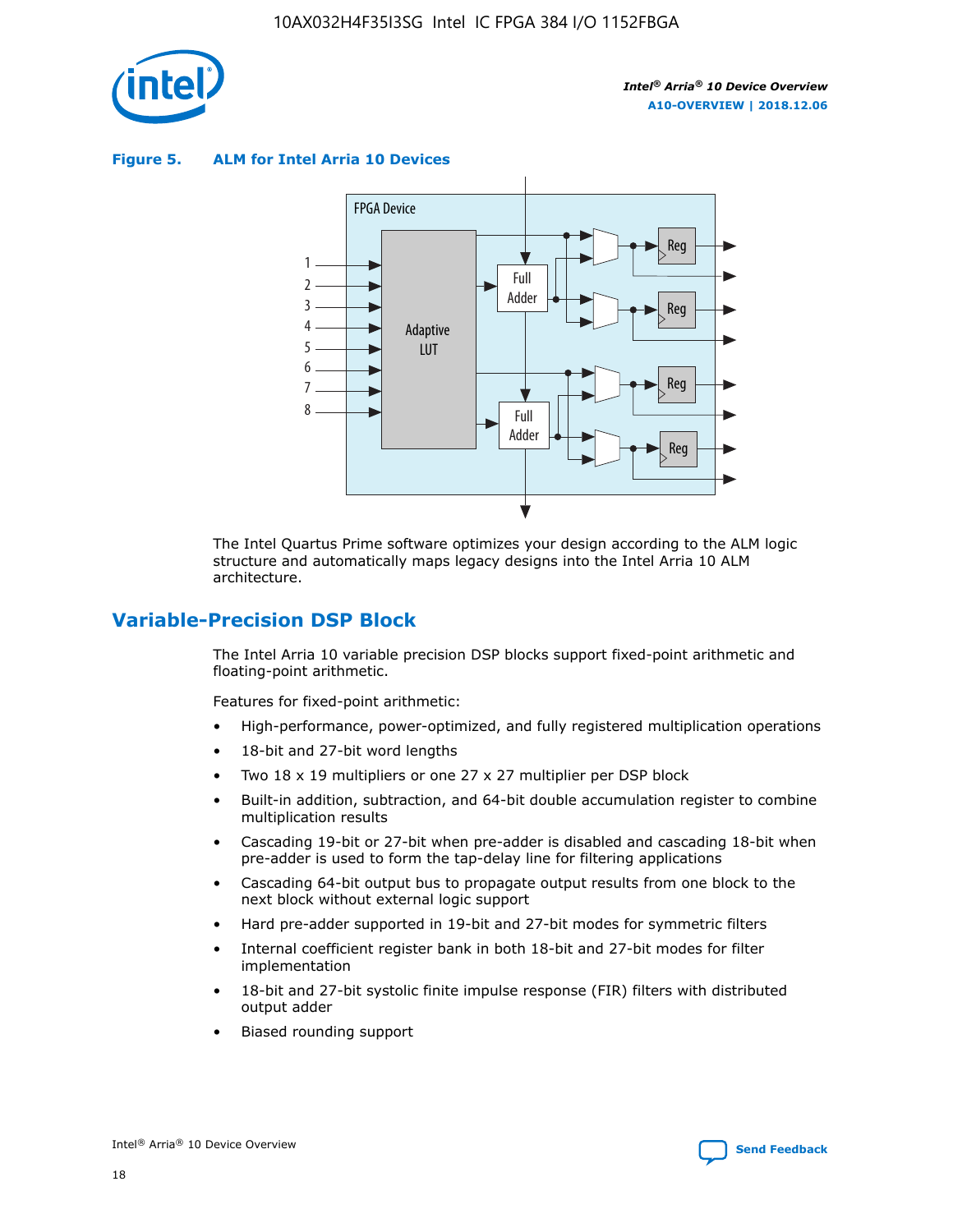**Figure 5. ALM for Intel Arria 10 Devices**

The Intel Quartus Prime software optimizes your design according to the ALM logic structure and automatically maps legacy designs into the Intel Arria 10 ALM architecture.

## Variable-Precision DSP Block

The Intel Arria 10 variable precision DSP blocks support fixed-point arithmetic and floating-point arithmetic.

Features for fixed-point arithmetic:

- High-performance, power-optimized, and fully registered multiplication operations
- 18-bit and 27-bit word lengths
- Two 18 x 19 multipliers or one 27 x 27 multiplier per DSP block
- Built-in addition, subtraction, and 64-bit double accumulation register to combine multiplication results
- Cascading 19-bit or 27-bit when pre-adder is disabled and cascading 18-bit when pre-adder is used to form the tap-delay line for filtering applications
- Cascading 64-bit output bus to propagate output results from one block to the next block without external logic support
- Hard pre-adder supported in 19-bit and 27-bit modes for symmetric filters
- Internal coefficient register bank in both 18-bit and 27-bit modes for filter implementation
- 18-bit and 27-bit systolic finite impulse response (FIR) filters with distributed output adder
- Biased rounding support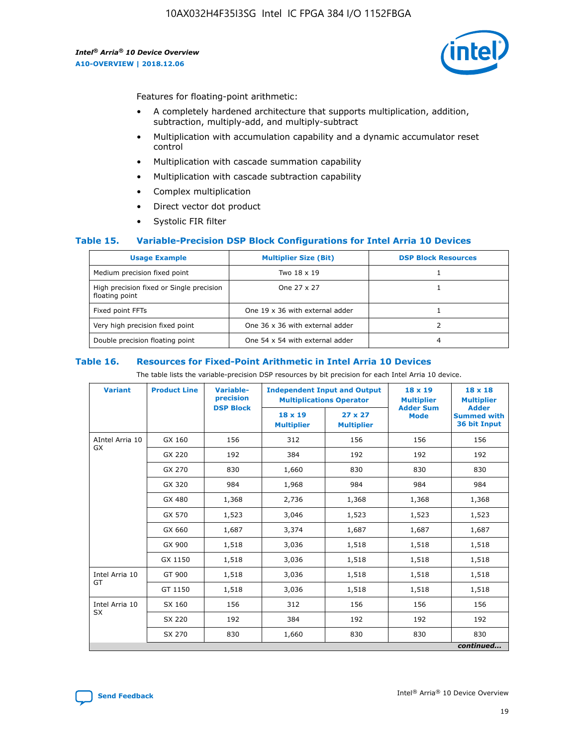Features for floating-point arithmetic:

- A completely hardened architecture that supports multiplication, addition, subtraction, multiply-add, and multiply-subtract
- Multiplication with accumulation capability and a dynamic accumulator reset control
- Multiplication with cascade summation capability
- Multiplication with cascade subtraction capability
- Complex multiplication
- Direct vector dot product
- Systolic FIR filter

### Table 15. Variable-Precision DSP Block Configurations for Intel Arria 10 Devices

| Usage Example | Multiplier Size (Bit) | DSP Block Resources |
|---|---|---|
| Medium precision fixed point | Two 18 x 19 | 1 |
| High precision fixed or Single precision floating point | One 27 x 27 | 1 |
| Fixed point FFTs | One 19 x 36 with external adder | 1 |
| Very high precision fixed point | One 36 x 36 with external adder | 2 |
| Double precision floating point | One 54 x 54 with external adder | 4 |

### Table 16. Resources for Fixed-Point Arithmetic in Intel Arria 10 Devices

The table lists the variable-precision DSP resources by bit precision for each Intel Arria 10 device.

| Variant | Product Line | Variable-precision DSP Block | Independent Input and Output Multiplications Operator | | 18 x 19 Multiplier Adder Sum Mode | 18 x 18 Multiplier Adder Summed with 36 bit Input |
|---|---|---|---|---|---|---|
| | | | 18 x 19 Multiplier | 27 x 27 Multiplier | | |
| AIntel Arria 10 GX | GX 160 | 156 | 312 | 156 | 156 | 156 |
| | GX 220 | 192 | 384 | 192 | 192 | 192 |
| | GX 270 | 830 | 1,660 | 830 | 830 | 830 |
| | GX 320 | 984 | 1,968 | 984 | 984 | 984 |
| | GX 480 | 1,368 | 2,736 | 1,368 | 1,368 | 1,368 |
| | GX 570 | 1,523 | 3,046 | 1,523 | 1,523 | 1,523 |
| | GX 660 | 1,687 | 3,374 | 1,687 | 1,687 | 1,687 |
| | GX 900 | 1,518 | 3,036 | 1,518 | 1,518 | 1,518 |
| | GX 1150 | 1,518 | 3,036 | 1,518 | 1,518 | 1,518 |
| Intel Arria 10 GT | GT 900 | 1,518 | 3,036 | 1,518 | 1,518 | 1,518 |
| | GT 1150 | 1,518 | 3,036 | 1,518 | 1,518 | 1,518 |
| Intel Arria 10 SX | SX 160 | 156 | 312 | 156 | 156 | 156 |
| | SX 220 | 192 | 384 | 192 | 192 | 192 |
| | SX 270 | 830 | 1,660 | 830 | 830 | 830 |

*continued...*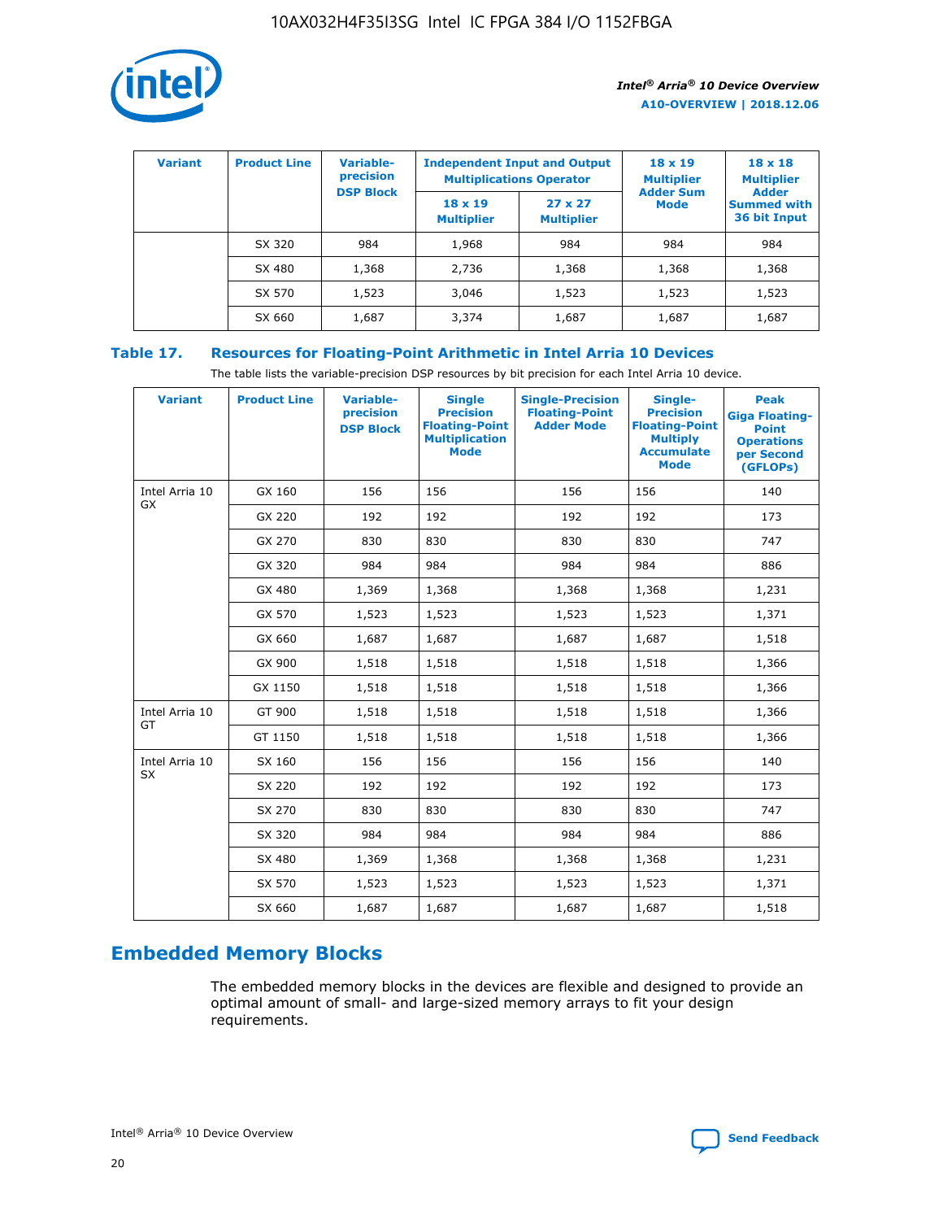| Variant | Product Line | Variable-precision DSP Block | Independent Input and Output Multiplications Operator | | 18 x 19 Multiplier Adder Sum Mode | 18 x 18 Multiplier Adder Summed with 36 bit Input |
|---|---|---|---|---|---|---|
| | | | 18 x 19 Multiplier | 27 x 27 Multiplier | | |
| | SX 320 | 984 | 1,968 | 984 | 984 | 984 |
| | SX 480 | 1,368 | 2,736 | 1,368 | 1,368 | 1,368 |
| | SX 570 | 1,523 | 3,046 | 1,523 | 1,523 | 1,523 |
| | SX 660 | 1,687 | 3,374 | 1,687 | 1,687 | 1,687 |

**Table 17. Resources for Floating-Point Arithmetic in Intel Arria 10 Devices**

The table lists the variable-precision DSP resources by bit precision for each Intel Arria 10 device.

| Variant | Product Line | Variable-precision DSP Block | Single Precision Floating-Point Multiplication Mode | Single-Precision Floating-Point Adder Mode | Single-Precision Floating-Point Multiply Accumulate Mode | Peak Giga Floating-Point Operations per Second (GFLOPs) |
|---|---|---|---|---|---|---|
| Intel Arria 10 GX | GX 160 | 156 | 156 | 156 | 156 | 140 |
| | GX 220 | 192 | 192 | 192 | 192 | 173 |
| | GX 270 | 830 | 830 | 830 | 830 | 747 |
| | GX 320 | 984 | 984 | 984 | 984 | 886 |
| | GX 480 | 1,369 | 1,368 | 1,368 | 1,368 | 1,231 |
| | GX 570 | 1,523 | 1,523 | 1,523 | 1,523 | 1,371 |
| | GX 660 | 1,687 | 1,687 | 1,687 | 1,687 | 1,518 |
| | GX 900 | 1,518 | 1,518 | 1,518 | 1,518 | 1,366 |
| | GX 1150 | 1,518 | 1,518 | 1,518 | 1,518 | 1,366 |
| Intel Arria 10 GT | GT 900 | 1,518 | 1,518 | 1,518 | 1,518 | 1,366 |
| | GT 1150 | 1,518 | 1,518 | 1,518 | 1,518 | 1,366 |
| Intel Arria 10 SX | SX 160 | 156 | 156 | 156 | 156 | 140 |
| | SX 220 | 192 | 192 | 192 | 192 | 173 |
| | SX 270 | 830 | 830 | 830 | 830 | 747 |
| | SX 320 | 984 | 984 | 984 | 984 | 886 |
| | SX 480 | 1,369 | 1,368 | 1,368 | 1,368 | 1,231 |
| | SX 570 | 1,523 | 1,523 | 1,523 | 1,523 | 1,371 |
| | SX 660 | 1,687 | 1,687 | 1,687 | 1,687 | 1,518 |

## Embedded Memory Blocks

The embedded memory blocks in the devices are flexible and designed to provide an optimal amount of small- and large-sized memory arrays to fit your design requirements.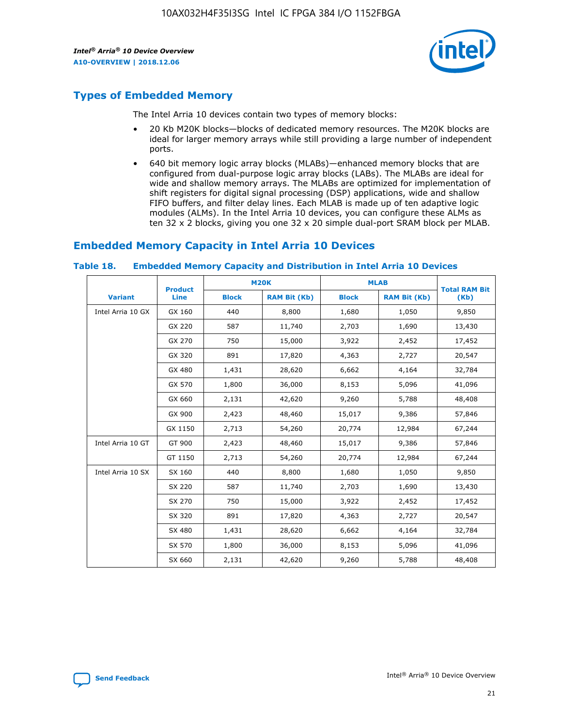## Types of Embedded Memory

The Intel Arria 10 devices contain two types of memory blocks:

- 20 Kb M20K blocks—blocks of dedicated memory resources. The M20K blocks are ideal for larger memory arrays while still providing a large number of independent ports.
- 640 bit memory logic array blocks (MLABs)—enhanced memory blocks that are configured from dual-purpose logic array blocks (LABs). The MLABs are ideal for wide and shallow memory arrays. The MLABs are optimized for implementation of shift registers for digital signal processing (DSP) applications, wide and shallow FIFO buffers, and filter delay lines. Each MLAB is made up of ten adaptive logic modules (ALMs). In the Intel Arria 10 devices, you can configure these ALMs as ten 32 x 2 blocks, giving you one 32 x 20 simple dual-port SRAM block per MLAB.

## Embedded Memory Capacity in Intel Arria 10 Devices

**Table 18. Embedded Memory Capacity and Distribution in Intel Arria 10 Devices**

| Variant | Product Line | M20K | | MLAB | | Total RAM Bit (Kb) |
|---|---|---|---|---|---|---|
| | | Block | RAM Bit (Kb) | Block | RAM Bit (Kb) | |
| Intel Arria 10 GX | GX 160 | 440 | 8,800 | 1,680 | 1,050 | 9,850 |
| | GX 220 | 587 | 11,740 | 2,703 | 1,690 | 13,430 |
| | GX 270 | 750 | 15,000 | 3,922 | 2,452 | 17,452 |
| | GX 320 | 891 | 17,820 | 4,363 | 2,727 | 20,547 |
| | GX 480 | 1,431 | 28,620 | 6,662 | 4,164 | 32,784 |
| | GX 570 | 1,800 | 36,000 | 8,153 | 5,096 | 41,096 |
| | GX 660 | 2,131 | 42,620 | 9,260 | 5,788 | 48,408 |
| | GX 900 | 2,423 | 48,460 | 15,017 | 9,386 | 57,846 |
| | GX 1150 | 2,713 | 54,260 | 20,774 | 12,984 | 67,244 |
| Intel Arria 10 GT | GT 900 | 2,423 | 48,460 | 15,017 | 9,386 | 57,846 |
| | GT 1150 | 2,713 | 54,260 | 20,774 | 12,984 | 67,244 |
| Intel Arria 10 SX | SX 160 | 440 | 8,800 | 1,680 | 1,050 | 9,850 |
| | SX 220 | 587 | 11,740 | 2,703 | 1,690 | 13,430 |
| | SX 270 | 750 | 15,000 | 3,922 | 2,452 | 17,452 |
| | SX 320 | 891 | 17,820 | 4,363 | 2,727 | 20,547 |
| | SX 480 | 1,431 | 28,620 | 6,662 | 4,164 | 32,784 |
| | SX 570 | 1,800 | 36,000 | 8,153 | 5,096 | 41,096 |
| | SX 660 | 2,131 | 42,620 | 9,260 | 5,788 | 48,408 |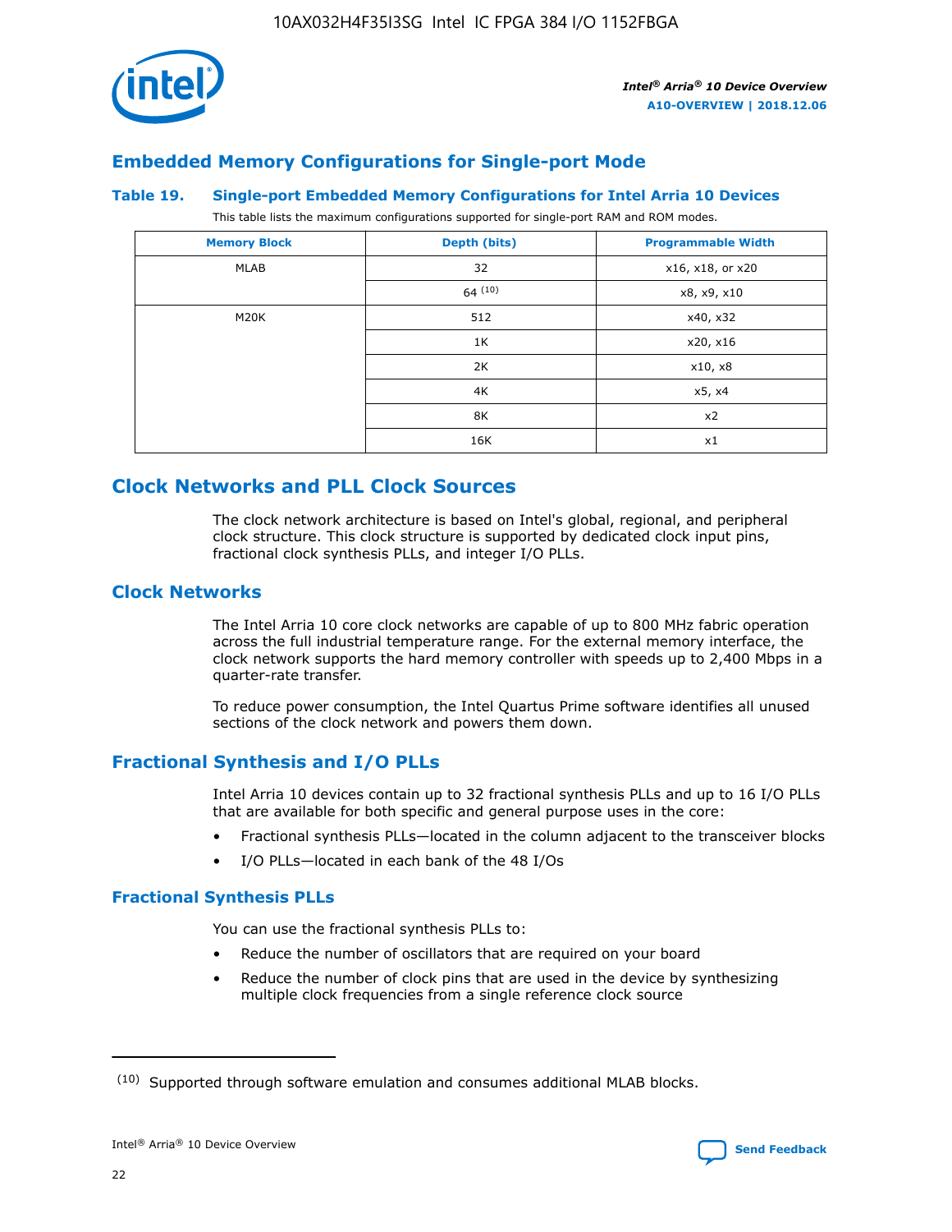## Embedded Memory Configurations for Single-port Mode

**Table 19. Single-port Embedded Memory Configurations for Intel Arria 10 Devices**

This table lists the maximum configurations supported for single-port RAM and ROM modes.

| Memory Block | Depth (bits) | Programmable Width |
|---|---|---|
| MLAB | 32 | x16, x18, or x20 |
| | 64 [10] | x8, x9, x10 |
| M20K | 512 | x40, x32 |
| | 1K | x20, x16 |
| | 2K | x10, x8 |
| | 4K | x5, x4 |
| | 8K | x2 |
| | 16K | x1 |

# Clock Networks and PLL Clock Sources

The clock network architecture is based on Intel's global, regional, and peripheral clock structure. This clock structure is supported by dedicated clock input pins, fractional clock synthesis PLLs, and integer I/O PLLs.

## Clock Networks

The Intel Arria 10 core clock networks are capable of up to 800 MHz fabric operation across the full industrial temperature range. For the external memory interface, the clock network supports the hard memory controller with speeds up to 2,400 Mbps in a quarter-rate transfer.

To reduce power consumption, the Intel Quartus Prime software identifies all unused sections of the clock network and powers them down.

## Fractional Synthesis and I/O PLLs

Intel Arria 10 devices contain up to 32 fractional synthesis PLLs and up to 16 I/O PLLs that are available for both specific and general purpose uses in the core:

- Fractional synthesis PLLs—located in the column adjacent to the transceiver blocks
- I/O PLLs—located in each bank of the 48 I/Os

### Fractional Synthesis PLLs

You can use the fractional synthesis PLLs to:

- Reduce the number of oscillators that are required on your board
- Reduce the number of clock pins that are used in the device by synthesizing multiple clock frequencies from a single reference clock source

[10] Supported through software emulation and consumes additional MLAB blocks.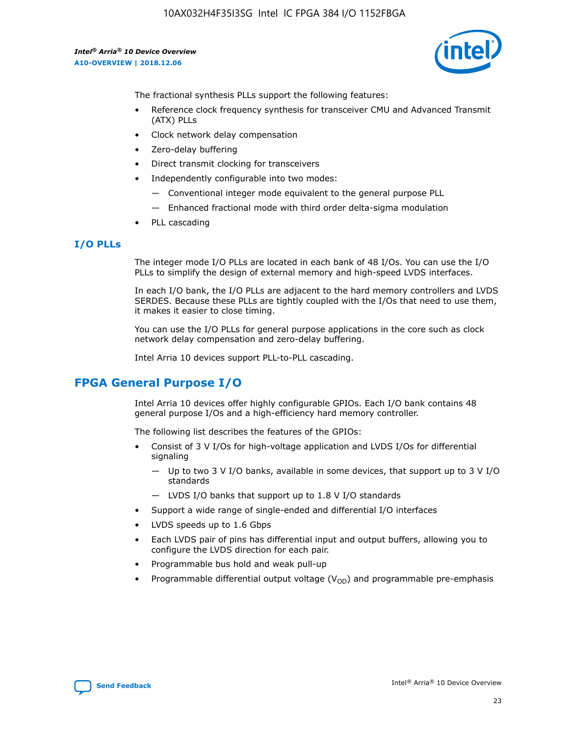The fractional synthesis PLLs support the following features:

- Reference clock frequency synthesis for transceiver CMU and Advanced Transmit (ATX) PLLs
- Clock network delay compensation
- Zero-delay buffering
- Direct transmit clocking for transceivers
- Independently configurable into two modes:
  - — Conventional integer mode equivalent to the general purpose PLL
  - — Enhanced fractional mode with third order delta-sigma modulation
- PLL cascading

### I/O PLLs

The integer mode I/O PLLs are located in each bank of 48 I/Os. You can use the I/O PLLs to simplify the design of external memory and high-speed LVDS interfaces.

In each I/O bank, the I/O PLLs are adjacent to the hard memory controllers and LVDS SERDES. Because these PLLs are tightly coupled with the I/Os that need to use them, it makes it easier to close timing.

You can use the I/O PLLs for general purpose applications in the core such as clock network delay compensation and zero-delay buffering.

Intel Arria 10 devices support PLL-to-PLL cascading.

## FPGA General Purpose I/O

Intel Arria 10 devices offer highly configurable GPIOs. Each I/O bank contains 48 general purpose I/Os and a high-efficiency hard memory controller.

The following list describes the features of the GPIOs:

- Consist of 3 V I/Os for high-voltage application and LVDS I/Os for differential signaling
  - — Up to two 3 V I/O banks, available in some devices, that support up to 3 V I/O standards
  - — LVDS I/O banks that support up to 1.8 V I/O standards
- Support a wide range of single-ended and differential I/O interfaces
- LVDS speeds up to 1.6 Gbps
- Each LVDS pair of pins has differential input and output buffers, allowing you to configure the LVDS direction for each pair.
- Programmable bus hold and weak pull-up
- Programmable differential output voltage ($V_{OD}$) and programmable pre-emphasis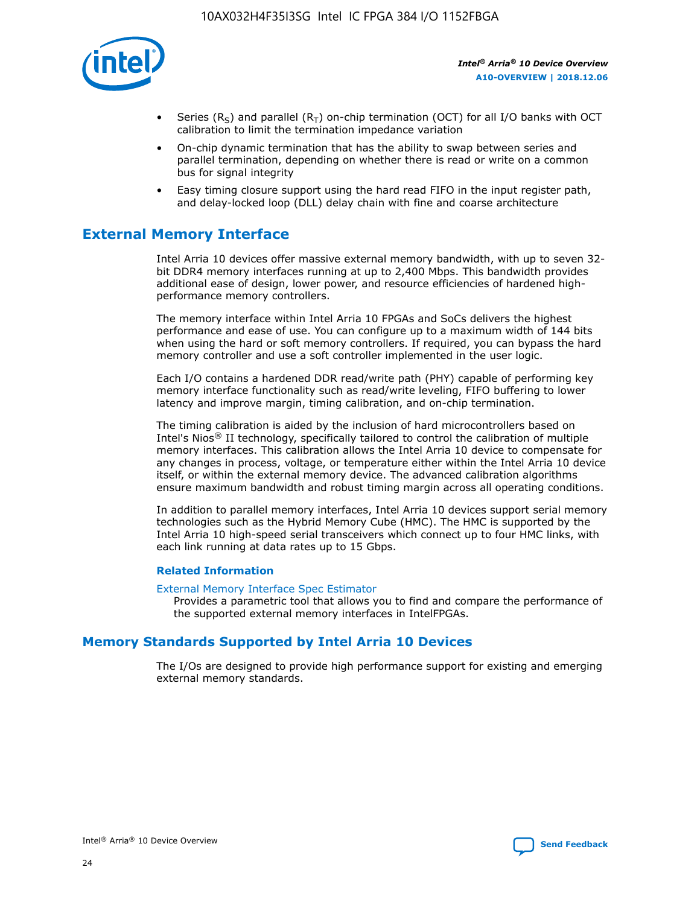- Series ($R_S$) and parallel ($R_T$) on-chip termination (OCT) for all I/O banks with OCT calibration to limit the termination impedance variation
- On-chip dynamic termination that has the ability to swap between series and parallel termination, depending on whether there is read or write on a common bus for signal integrity
- Easy timing closure support using the hard read FIFO in the input register path, and delay-locked loop (DLL) delay chain with fine and coarse architecture

## External Memory Interface

Intel Arria 10 devices offer massive external memory bandwidth, with up to seven 32-bit DDR4 memory interfaces running at up to 2,400 Mbps. This bandwidth provides additional ease of design, lower power, and resource efficiencies of hardened high-performance memory controllers.

The memory interface within Intel Arria 10 FPGAs and SoCs delivers the highest performance and ease of use. You can configure up to a maximum width of 144 bits when using the hard or soft memory controllers. If required, you can bypass the hard memory controller and use a soft controller implemented in the user logic.

Each I/O contains a hardened DDR read/write path (PHY) capable of performing key memory interface functionality such as read/write leveling, FIFO buffering to lower latency and improve margin, timing calibration, and on-chip termination.

The timing calibration is aided by the inclusion of hard microcontrollers based on Intel's Nios® II technology, specifically tailored to control the calibration of multiple memory interfaces. This calibration allows the Intel Arria 10 device to compensate for any changes in process, voltage, or temperature either within the Intel Arria 10 device itself, or within the external memory device. The advanced calibration algorithms ensure maximum bandwidth and robust timing margin across all operating conditions.

In addition to parallel memory interfaces, Intel Arria 10 devices support serial memory technologies such as the Hybrid Memory Cube (HMC). The HMC is supported by the Intel Arria 10 high-speed serial transceivers which connect up to four HMC links, with each link running at data rates up to 15 Gbps.

### Related Information

External Memory Interface Spec Estimator
Provides a parametric tool that allows you to find and compare the performance of the supported external memory interfaces in IntelFPGAs.

## Memory Standards Supported by Intel Arria 10 Devices

The I/Os are designed to provide high performance support for existing and emerging external memory standards.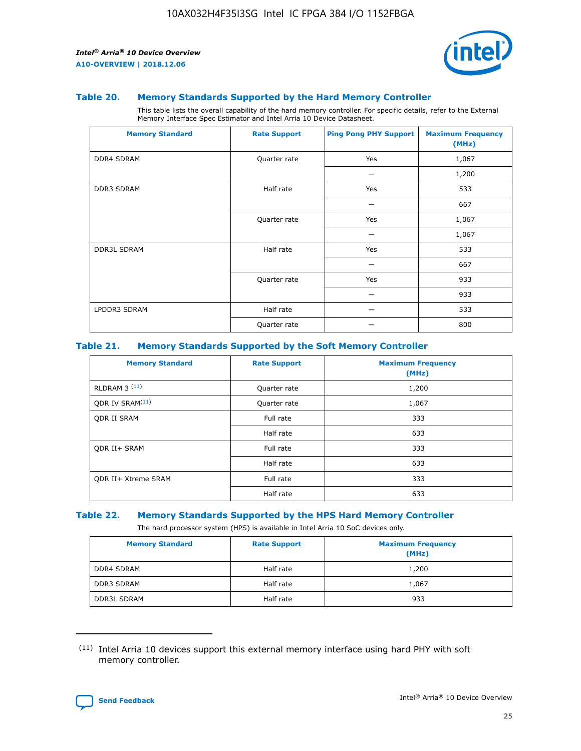### Table 20. Memory Standards Supported by the Hard Memory Controller

This table lists the overall capability of the hard memory controller. For specific details, refer to the External Memory Interface Spec Estimator and Intel Arria 10 Device Datasheet.

| Memory Standard | Rate Support | Ping Pong PHY Support | Maximum Frequency (MHz) |
|---|---|---|---|
| DDR4 SDRAM | Quarter rate | Yes | 1,067 |
| | | — | 1,200 |
| DDR3 SDRAM | Half rate | Yes | 533 |
| | | — | 667 |
| | Quarter rate | Yes | 1,067 |
| | | — | 1,067 |
| DDR3L SDRAM | Half rate | Yes | 533 |
| | | — | 667 |
| | Quarter rate | Yes | 933 |
| | | — | 933 |
| LPDDR3 SDRAM | Half rate | — | 533 |
| | Quarter rate | — | 800 |

### Table 21. Memory Standards Supported by the Soft Memory Controller

| Memory Standard | Rate Support | Maximum Frequency (MHz) |
|---|---|---|
| RLDRAM 3 (11) | Quarter rate | 1,200 |
| QDR IV SRAM(11) | Quarter rate | 1,067 |
| QDR II SRAM | Full rate | 333 |
| | Half rate | 633 |
| QDR II+ SRAM | Full rate | 333 |
| | Half rate | 633 |
| QDR II+ Xtreme SRAM | Full rate | 333 |
| | Half rate | 633 |

### Table 22. Memory Standards Supported by the HPS Hard Memory Controller

The hard processor system (HPS) is available in Intel Arria 10 SoC devices only.

| Memory Standard | Rate Support | Maximum Frequency (MHz) |
|---|---|---|
| DDR4 SDRAM | Half rate | 1,200 |
| DDR3 SDRAM | Half rate | 1,067 |
| DDR3L SDRAM | Half rate | 933 |

(11) Intel Arria 10 devices support this external memory interface using hard PHY with soft memory controller.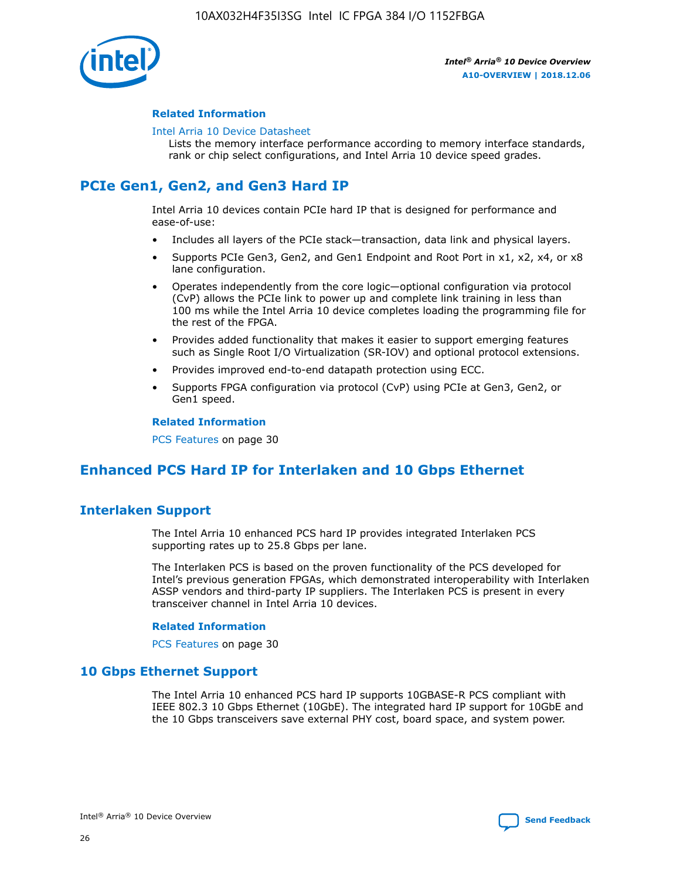#### Related Information

Intel Arria 10 Device Datasheet
Lists the memory interface performance according to memory interface standards, rank or chip select configurations, and Intel Arria 10 device speed grades.

## PCIe Gen1, Gen2, and Gen3 Hard IP

Intel Arria 10 devices contain PCIe hard IP that is designed for performance and ease-of-use:

- Includes all layers of the PCIe stack—transaction, data link and physical layers.
- Supports PCIe Gen3, Gen2, and Gen1 Endpoint and Root Port in x1, x2, x4, or x8 lane configuration.
- Operates independently from the core logic—optional configuration via protocol (CvP) allows the PCIe link to power up and complete link training in less than 100 ms while the Intel Arria 10 device completes loading the programming file for the rest of the FPGA.
- Provides added functionality that makes it easier to support emerging features such as Single Root I/O Virtualization (SR-IOV) and optional protocol extensions.
- Provides improved end-to-end datapath protection using ECC.
- Supports FPGA configuration via protocol (CvP) using PCIe at Gen3, Gen2, or Gen1 speed.

#### Related Information

PCS Features on page 30

## Enhanced PCS Hard IP for Interlaken and 10 Gbps Ethernet

### Interlaken Support

The Intel Arria 10 enhanced PCS hard IP provides integrated Interlaken PCS supporting rates up to 25.8 Gbps per lane.

The Interlaken PCS is based on the proven functionality of the PCS developed for Intel's previous generation FPGAs, which demonstrated interoperability with Interlaken ASSP vendors and third-party IP suppliers. The Interlaken PCS is present in every transceiver channel in Intel Arria 10 devices.

#### Related Information

PCS Features on page 30

### 10 Gbps Ethernet Support

The Intel Arria 10 enhanced PCS hard IP supports 10GBASE-R PCS compliant with IEEE 802.3 10 Gbps Ethernet (10GbE). The integrated hard IP support for 10GbE and the 10 Gbps transceivers save external PHY cost, board space, and system power.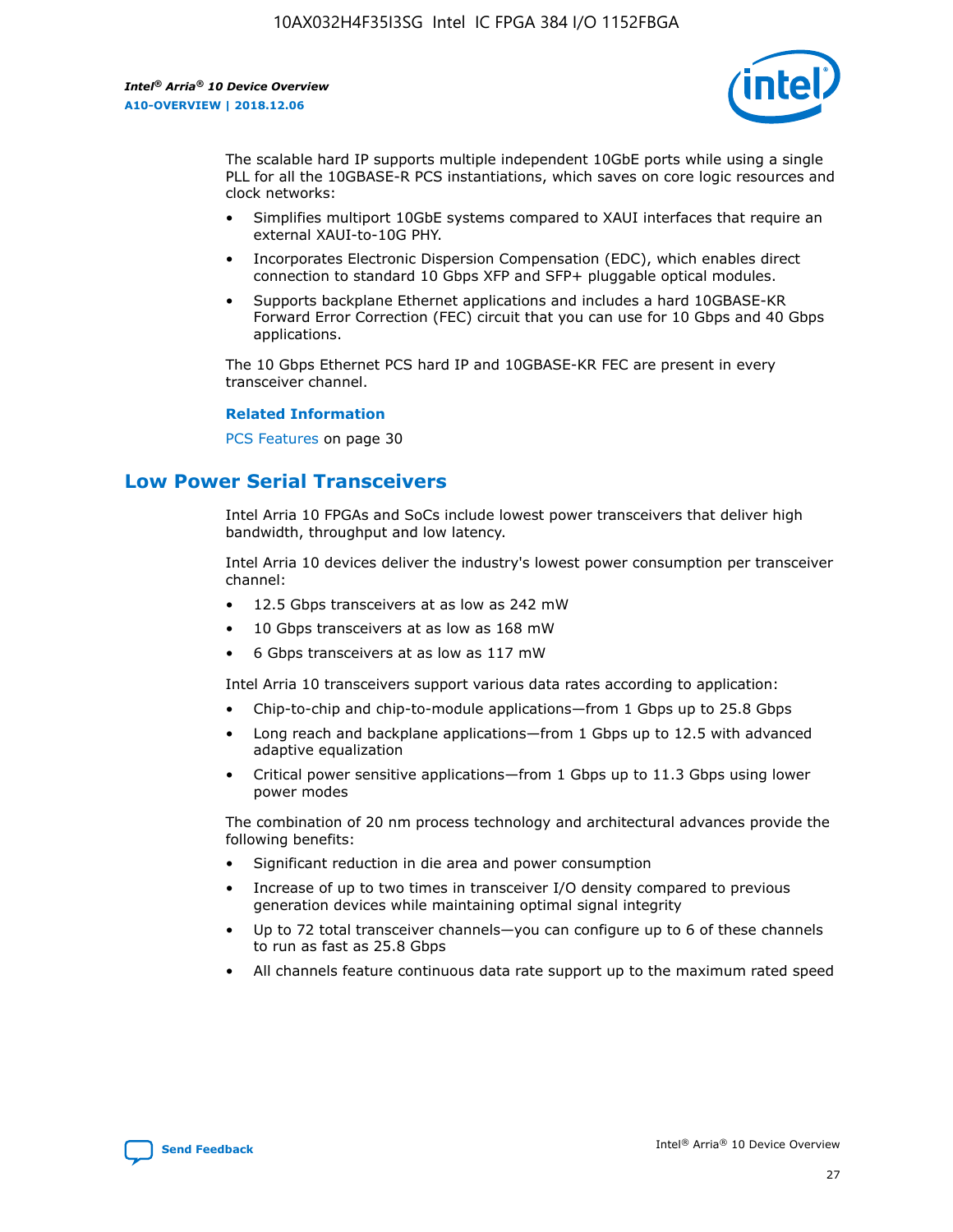The scalable hard IP supports multiple independent 10GbE ports while using a single PLL for all the 10GBASE-R PCS instantiations, which saves on core logic resources and clock networks:

- Simplifies multiport 10GbE systems compared to XAUI interfaces that require an external XAUI-to-10G PHY.
- Incorporates Electronic Dispersion Compensation (EDC), which enables direct connection to standard 10 Gbps XFP and SFP+ pluggable optical modules.
- Supports backplane Ethernet applications and includes a hard 10GBASE-KR Forward Error Correction (FEC) circuit that you can use for 10 Gbps and 40 Gbps applications.

The 10 Gbps Ethernet PCS hard IP and 10GBASE-KR FEC are present in every transceiver channel.

**Related Information**

PCS Features on page 30

## Low Power Serial Transceivers

Intel Arria 10 FPGAs and SoCs include lowest power transceivers that deliver high bandwidth, throughput and low latency.

Intel Arria 10 devices deliver the industry's lowest power consumption per transceiver channel:

- 12.5 Gbps transceivers at as low as 242 mW
- 10 Gbps transceivers at as low as 168 mW
- 6 Gbps transceivers at as low as 117 mW

Intel Arria 10 transceivers support various data rates according to application:

- Chip-to-chip and chip-to-module applications—from 1 Gbps up to 25.8 Gbps
- Long reach and backplane applications—from 1 Gbps up to 12.5 with advanced adaptive equalization
- Critical power sensitive applications—from 1 Gbps up to 11.3 Gbps using lower power modes

The combination of 20 nm process technology and architectural advances provide the following benefits:

- Significant reduction in die area and power consumption
- Increase of up to two times in transceiver I/O density compared to previous generation devices while maintaining optimal signal integrity
- Up to 72 total transceiver channels—you can configure up to 6 of these channels to run as fast as 25.8 Gbps
- All channels feature continuous data rate support up to the maximum rated speed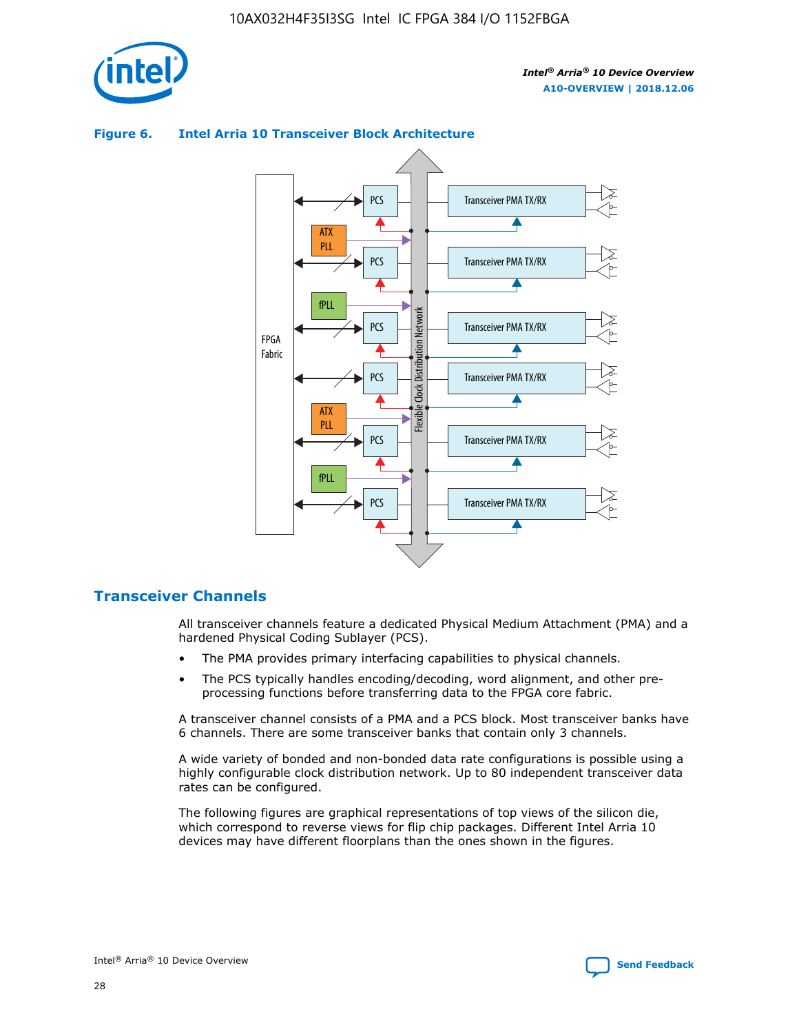**Figure 6. Intel Arria 10 Transceiver Block Architecture**

FPGA Fabric

PCS | Transceiver PMA TX/RX

ATX PLL

PCS | Transceiver PMA TX/RX

fPLL

PCS | Transceiver PMA TX/RX

PCS | Transceiver PMA TX/RX

ATX PLL

PCS | Transceiver PMA TX/RX

fPLL

PCS | Transceiver PMA TX/RX

Flexible Clock Distribution Network

## Transceiver Channels

All transceiver channels feature a dedicated Physical Medium Attachment (PMA) and a hardened Physical Coding Sublayer (PCS).

- The PMA provides primary interfacing capabilities to physical channels.
- The PCS typically handles encoding/decoding, word alignment, and other pre-processing functions before transferring data to the FPGA core fabric.

A transceiver channel consists of a PMA and a PCS block. Most transceiver banks have 6 channels. There are some transceiver banks that contain only 3 channels.

A wide variety of bonded and non-bonded data rate configurations is possible using a highly configurable clock distribution network. Up to 80 independent transceiver data rates can be configured.

The following figures are graphical representations of top views of the silicon die, which correspond to reverse views for flip chip packages. Different Intel Arria 10 devices may have different floorplans than the ones shown in the figures.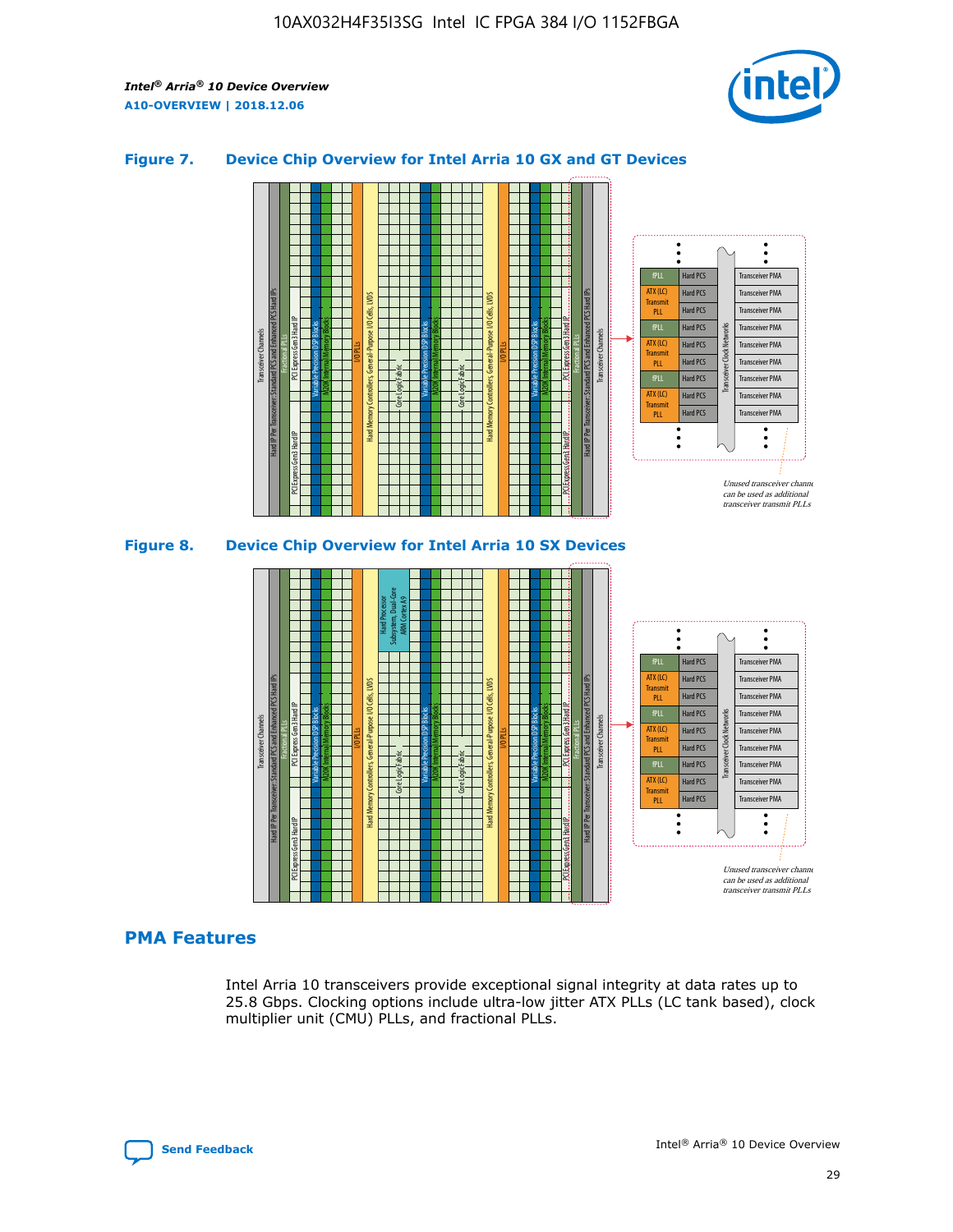### Figure 7. Device Chip Overview for Intel Arria 10 GX and GT Devices

### Figure 8. Device Chip Overview for Intel Arria 10 SX Devices

## PMA Features

Intel Arria 10 transceivers provide exceptional signal integrity at data rates up to 25.8 Gbps. Clocking options include ultra-low jitter ATX PLLs (LC tank based), clock multiplier unit (CMU) PLLs, and fractional PLLs.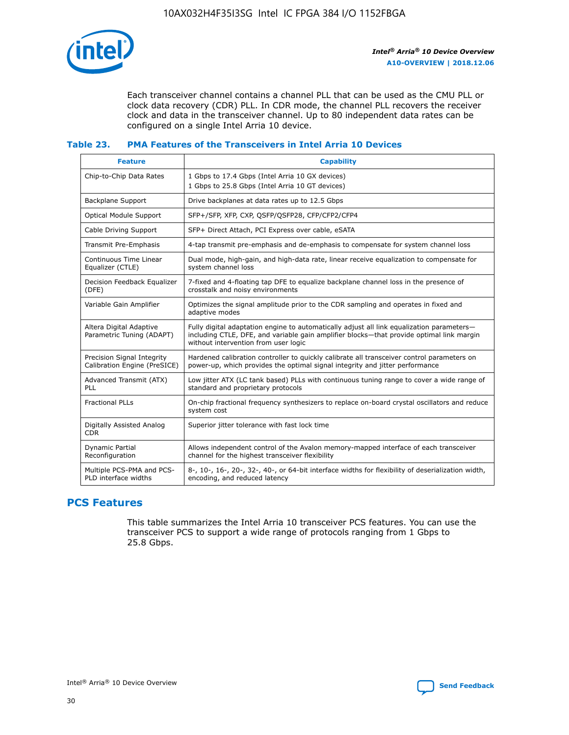Each transceiver channel contains a channel PLL that can be used as the CMU PLL or clock data recovery (CDR) PLL. In CDR mode, the channel PLL recovers the receiver clock and data in the transceiver channel. Up to 80 independent data rates can be configured on a single Intel Arria 10 device.

**Table 23. PMA Features of the Transceivers in Intel Arria 10 Devices**

| Feature | Capability |
|---|---|
| Chip-to-Chip Data Rates | 1 Gbps to 17.4 Gbps (Intel Arria 10 GX devices)<br>1 Gbps to 25.8 Gbps (Intel Arria 10 GT devices) |
| Backplane Support | Drive backplanes at data rates up to 12.5 Gbps |
| Optical Module Support | SFP+/SFP, XFP, CXP, QSFP/QSFP28, CFP/CFP2/CFP4 |
| Cable Driving Support | SFP+ Direct Attach, PCI Express over cable, eSATA |
| Transmit Pre-Emphasis | 4-tap transmit pre-emphasis and de-emphasis to compensate for system channel loss |
| Continuous Time Linear Equalizer (CTLE) | Dual mode, high-gain, and high-data rate, linear receive equalization to compensate for system channel loss |
| Decision Feedback Equalizer (DFE) | 7-fixed and 4-floating tap DFE to equalize backplane channel loss in the presence of crosstalk and noisy environments |
| Variable Gain Amplifier | Optimizes the signal amplitude prior to the CDR sampling and operates in fixed and adaptive modes |
| Altera Digital Adaptive Parametric Tuning (ADAPT) | Fully digital adaptation engine to automatically adjust all link equalization parameters—including CTLE, DFE, and variable gain amplifier blocks—that provide optimal link margin without intervention from user logic |
| Precision Signal Integrity Calibration Engine (PreSICE) | Hardened calibration controller to quickly calibrate all transceiver control parameters on power-up, which provides the optimal signal integrity and jitter performance |
| Advanced Transmit (ATX) PLL | Low jitter ATX (LC tank based) PLLs with continuous tuning range to cover a wide range of standard and proprietary protocols |
| Fractional PLLs | On-chip fractional frequency synthesizers to replace on-board crystal oscillators and reduce system cost |
| Digitally Assisted Analog CDR | Superior jitter tolerance with fast lock time |
| Dynamic Partial Reconfiguration | Allows independent control of the Avalon memory-mapped interface of each transceiver channel for the highest transceiver flexibility |
| Multiple PCS-PMA and PCS-PLD interface widths | 8-, 10-, 16-, 20-, 32-, 40-, or 64-bit interface widths for flexibility of deserialization width, encoding, and reduced latency |

## PCS Features

This table summarizes the Intel Arria 10 transceiver PCS features. You can use the transceiver PCS to support a wide range of protocols ranging from 1 Gbps to 25.8 Gbps.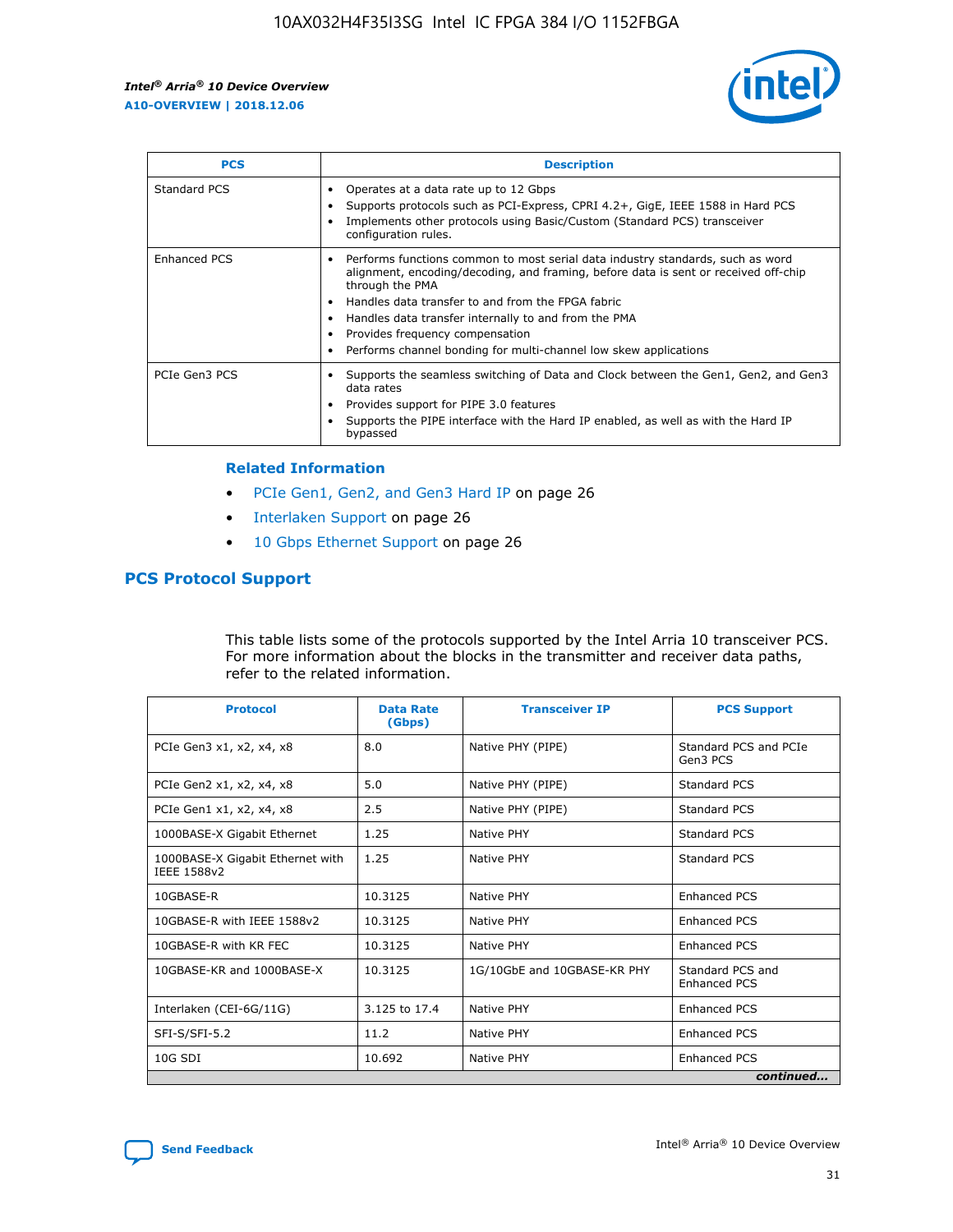| PCS | Description |
| --- | --- |
| Standard PCS | • Operates at a data rate up to 12 Gbps<br>• Supports protocols such as PCI-Express, CPRI 4.2+, GigE, IEEE 1588 in Hard PCS<br>• Implements other protocols using Basic/Custom (Standard PCS) transceiver configuration rules. |
| Enhanced PCS | • Performs functions common to most serial data industry standards, such as word alignment, encoding/decoding, and framing, before data is sent or received off-chip through the PMA<br>• Handles data transfer to and from the FPGA fabric<br>• Handles data transfer internally to and from the PMA<br>• Provides frequency compensation<br>• Performs channel bonding for multi-channel low skew applications |
| PCIe Gen3 PCS | • Supports the seamless switching of Data and Clock between the Gen1, Gen2, and Gen3 data rates<br>• Provides support for PIPE 3.0 features<br>• Supports the PIPE interface with the Hard IP enabled, as well as with the Hard IP bypassed |

**Related Information**

- PCIe Gen1, Gen2, and Gen3 Hard IP on page 26
- Interlaken Support on page 26
- 10 Gbps Ethernet Support on page 26

## PCS Protocol Support

This table lists some of the protocols supported by the Intel Arria 10 transceiver PCS. For more information about the blocks in the transmitter and receiver data paths, refer to the related information.

| Protocol | Data Rate (Gbps) | Transceiver IP | PCS Support |
| --- | --- | --- | --- |
| PCIe Gen3 x1, x2, x4, x8 | 8.0 | Native PHY (PIPE) | Standard PCS and PCIe Gen3 PCS |
| PCIe Gen2 x1, x2, x4, x8 | 5.0 | Native PHY (PIPE) | Standard PCS |
| PCIe Gen1 x1, x2, x4, x8 | 2.5 | Native PHY (PIPE) | Standard PCS |
| 1000BASE-X Gigabit Ethernet | 1.25 | Native PHY | Standard PCS |
| 1000BASE-X Gigabit Ethernet with IEEE 1588v2 | 1.25 | Native PHY | Standard PCS |
| 10GBASE-R | 10.3125 | Native PHY | Enhanced PCS |
| 10GBASE-R with IEEE 1588v2 | 10.3125 | Native PHY | Enhanced PCS |
| 10GBASE-R with KR FEC | 10.3125 | Native PHY | Enhanced PCS |
| 10GBASE-KR and 1000BASE-X | 10.3125 | 1G/10GbE and 10GBASE-KR PHY | Standard PCS and Enhanced PCS |
| Interlaken (CEI-6G/11G) | 3.125 to 17.4 | Native PHY | Enhanced PCS |
| SFI-S/SFI-5.2 | 11.2 | Native PHY | Enhanced PCS |
| 10G SDI | 10.692 | Native PHY | Enhanced PCS |

*continued...*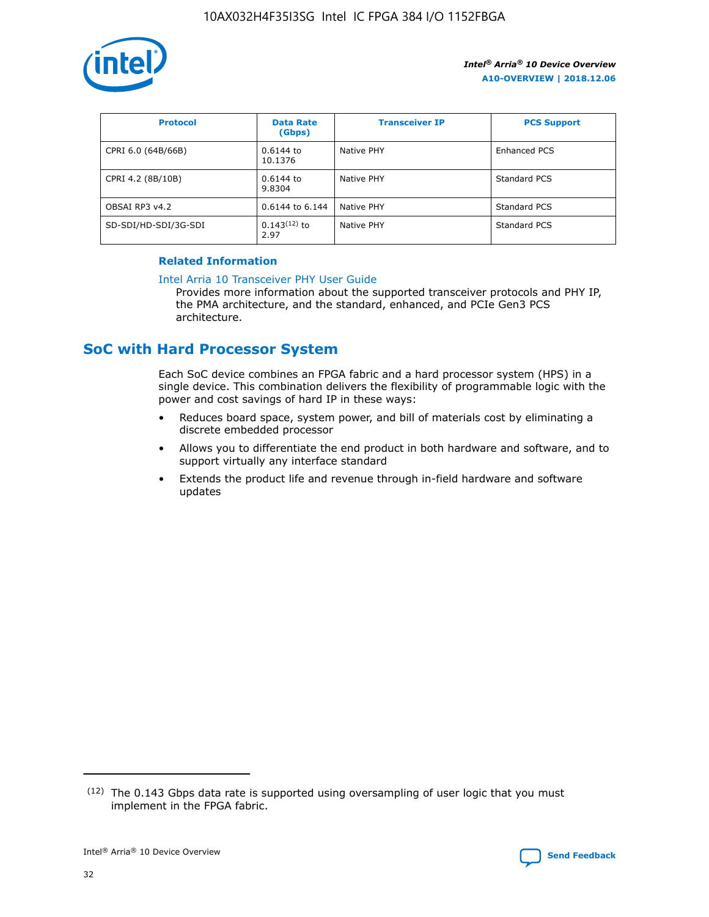| Protocol | Data Rate (Gbps) | Transceiver IP | PCS Support |
| --- | --- | --- | --- |
| CPRI 6.0 (64B/66B) | 0.6144 to 10.1376 | Native PHY | Enhanced PCS |
| CPRI 4.2 (8B/10B) | 0.6144 to 9.8304 | Native PHY | Standard PCS |
| OBSAI RP3 v4.2 | 0.6144 to 6.144 | Native PHY | Standard PCS |
| SD-SDI/HD-SDI/3G-SDI | 0.143[12] to 2.97 | Native PHY | Standard PCS |

**Related Information**

Intel Arria 10 Transceiver PHY User Guide

Provides more information about the supported transceiver protocols and PHY IP, the PMA architecture, and the standard, enhanced, and PCIe Gen3 PCS architecture.

## SoC with Hard Processor System

Each SoC device combines an FPGA fabric and a hard processor system (HPS) in a single device. This combination delivers the flexibility of programmable logic with the power and cost savings of hard IP in these ways:

- Reduces board space, system power, and bill of materials cost by eliminating a discrete embedded processor
- Allows you to differentiate the end product in both hardware and software, and to support virtually any interface standard
- Extends the product life and revenue through in-field hardware and software updates

(12) The 0.143 Gbps data rate is supported using oversampling of user logic that you must implement in the FPGA fabric.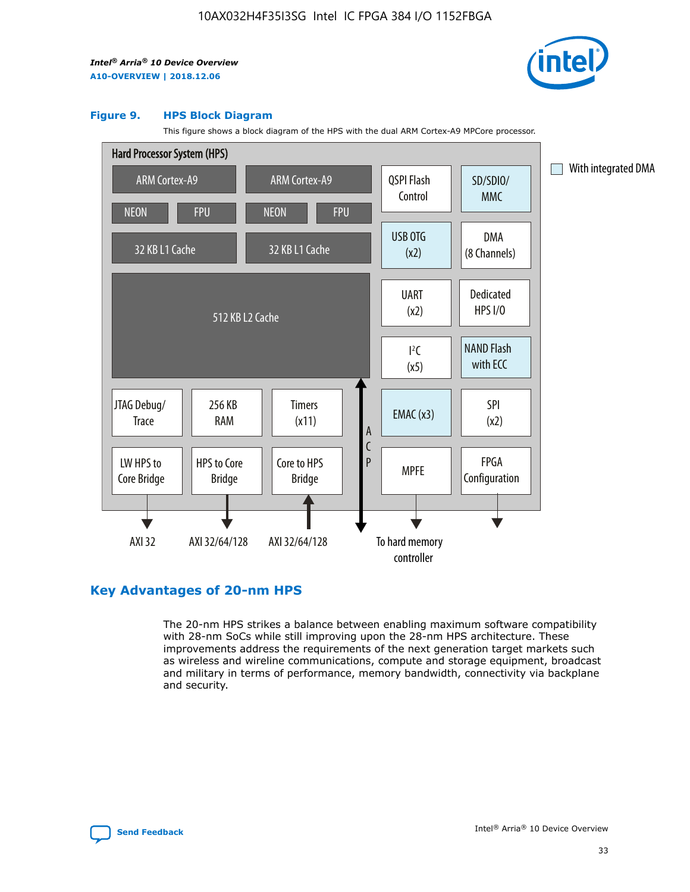**Figure 9. HPS Block Diagram**

This figure shows a block diagram of the HPS with the dual ARM Cortex-A9 MPCore processor.

Hard Processor System (HPS)

ARM Cortex-A9 | ARM Cortex-A9 | QSPI Flash Control | SD/SDIO/ MMC | With integrated DMA

NEON | FPU | NEON | FPU

32 KB L1 Cache | 32 KB L1 Cache | USB OTG (x2) | DMA (8 Channels)

512 KB L2 Cache | UART (x2) | Dedicated HPS I/O | I²C (x5) | NAND Flash with ECC

JTAG Debug/ Trace | 256 KB RAM | Timers (x11) | ACP | EMAC (x3) | SPI (x2)

LW HPS to Core Bridge | HPS to Core Bridge | Core to HPS Bridge | MPFE | FPGA Configuration

AXI 32 | AXI 32/64/128 | AXI 32/64/128 | To hard memory controller

## Key Advantages of 20-nm HPS

The 20-nm HPS strikes a balance between enabling maximum software compatibility with 28-nm SoCs while still improving upon the 28-nm HPS architecture. These improvements address the requirements of the next generation target markets such as wireless and wireline communications, compute and storage equipment, broadcast and military in terms of performance, memory bandwidth, connectivity via backplane and security.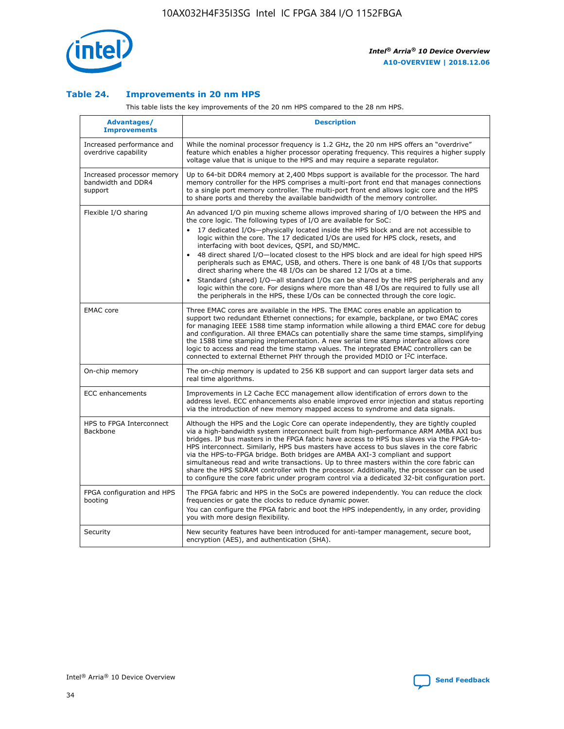## Table 24. Improvements in 20 nm HPS

This table lists the key improvements of the 20 nm HPS compared to the 28 nm HPS.

| Advantages/ Improvements | Description |
|---|---|
| Increased performance and overdrive capability | While the nominal processor frequency is 1.2 GHz, the 20 nm HPS offers an "overdrive" feature which enables a higher processor operating frequency. This requires a higher supply voltage value that is unique to the HPS and may require a separate regulator. |
| Increased processor memory bandwidth and DDR4 support | Up to 64-bit DDR4 memory at 2,400 Mbps support is available for the processor. The hard memory controller for the HPS comprises a multi-port front end that manages connections to a single port memory controller. The multi-port front end allows logic core and the HPS to share ports and thereby the available bandwidth of the memory controller. |
| Flexible I/O sharing | An advanced I/O pin muxing scheme allows improved sharing of I/O between the HPS and the core logic. The following types of I/O are available for SoC:<br>• 17 dedicated I/Os—physically located inside the HPS block and are not accessible to logic within the core. The 17 dedicated I/Os are used for HPS clock, resets, and interfacing with boot devices, QSPI, and SD/MMC.<br>• 48 direct shared I/O—located closest to the HPS block and are ideal for high speed HPS peripherals such as EMAC, USB, and others. There is one bank of 48 I/Os that supports direct sharing where the 48 I/Os can be shared 12 I/Os at a time.<br>• Standard (shared) I/O—all standard I/Os can be shared by the HPS peripherals and any logic within the core. For designs where more than 48 I/Os are required to fully use all the peripherals in the HPS, these I/Os can be connected through the core logic. |
| EMAC core | Three EMAC cores are available in the HPS. The EMAC cores enable an application to support two redundant Ethernet connections; for example, backplane, or two EMAC cores for managing IEEE 1588 time stamp information while allowing a third EMAC core for debug and configuration. All three EMACs can potentially share the same time stamps, simplifying the 1588 time stamping implementation. A new serial time stamp interface allows core logic to access and read the time stamp values. The integrated EMAC controllers can be connected to external Ethernet PHY through the provided MDIO or I²C interface. |
| On-chip memory | The on-chip memory is updated to 256 KB support and can support larger data sets and real time algorithms. |
| ECC enhancements | Improvements in L2 Cache ECC management allow identification of errors down to the address level. ECC enhancements also enable improved error injection and status reporting via the introduction of new memory mapped access to syndrome and data signals. |
| HPS to FPGA Interconnect Backbone | Although the HPS and the Logic Core can operate independently, they are tightly coupled via a high-bandwidth system interconnect built from high-performance ARM AMBA AXI bus bridges. IP bus masters in the FPGA fabric have access to HPS bus slaves via the FPGA-to-HPS interconnect. Similarly, HPS bus masters have access to bus slaves in the core fabric via the HPS-to-FPGA bridge. Both bridges are AMBA AXI-3 compliant and support simultaneous read and write transactions. Up to three masters within the core fabric can share the HPS SDRAM controller with the processor. Additionally, the processor can be used to configure the core fabric under program control via a dedicated 32-bit configuration port. |
| FPGA configuration and HPS booting | The FPGA fabric and HPS in the SoCs are powered independently. You can reduce the clock frequencies or gate the clocks to reduce dynamic power.<br>You can configure the FPGA fabric and boot the HPS independently, in any order, providing you with more design flexibility. |
| Security | New security features have been introduced for anti-tamper management, secure boot, encryption (AES), and authentication (SHA). |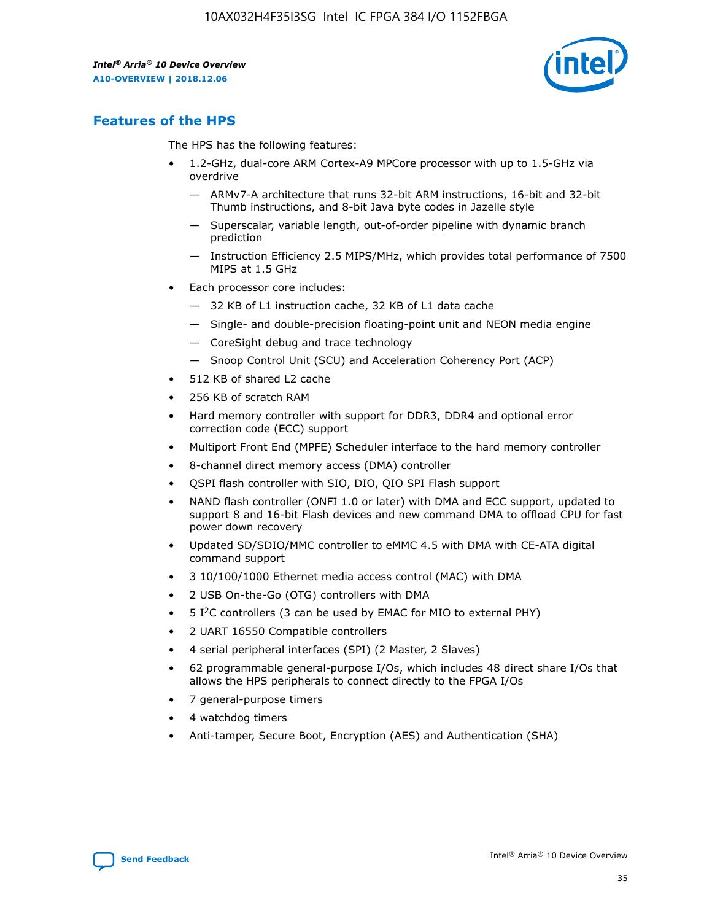## Features of the HPS

The HPS has the following features:

- 1.2-GHz, dual-core ARM Cortex-A9 MPCore processor with up to 1.5-GHz via overdrive
  - — ARMv7-A architecture that runs 32-bit ARM instructions, 16-bit and 32-bit Thumb instructions, and 8-bit Java byte codes in Jazelle style
  - — Superscalar, variable length, out-of-order pipeline with dynamic branch prediction
  - — Instruction Efficiency 2.5 MIPS/MHz, which provides total performance of 7500 MIPS at 1.5 GHz
- Each processor core includes:
  - — 32 KB of L1 instruction cache, 32 KB of L1 data cache
  - — Single- and double-precision floating-point unit and NEON media engine
  - — CoreSight debug and trace technology
  - — Snoop Control Unit (SCU) and Acceleration Coherency Port (ACP)
- 512 KB of shared L2 cache
- 256 KB of scratch RAM
- Hard memory controller with support for DDR3, DDR4 and optional error correction code (ECC) support
- Multiport Front End (MPFE) Scheduler interface to the hard memory controller
- 8-channel direct memory access (DMA) controller
- QSPI flash controller with SIO, DIO, QIO SPI Flash support
- NAND flash controller (ONFI 1.0 or later) with DMA and ECC support, updated to support 8 and 16-bit Flash devices and new command DMA to offload CPU for fast power down recovery
- Updated SD/SDIO/MMC controller to eMMC 4.5 with DMA with CE-ATA digital command support
- 3 10/100/1000 Ethernet media access control (MAC) with DMA
- 2 USB On-the-Go (OTG) controllers with DMA
- 5 I²C controllers (3 can be used by EMAC for MIO to external PHY)
- 2 UART 16550 Compatible controllers
- 4 serial peripheral interfaces (SPI) (2 Master, 2 Slaves)
- 62 programmable general-purpose I/Os, which includes 48 direct share I/Os that allows the HPS peripherals to connect directly to the FPGA I/Os
- 7 general-purpose timers
- 4 watchdog timers
- Anti-tamper, Secure Boot, Encryption (AES) and Authentication (SHA)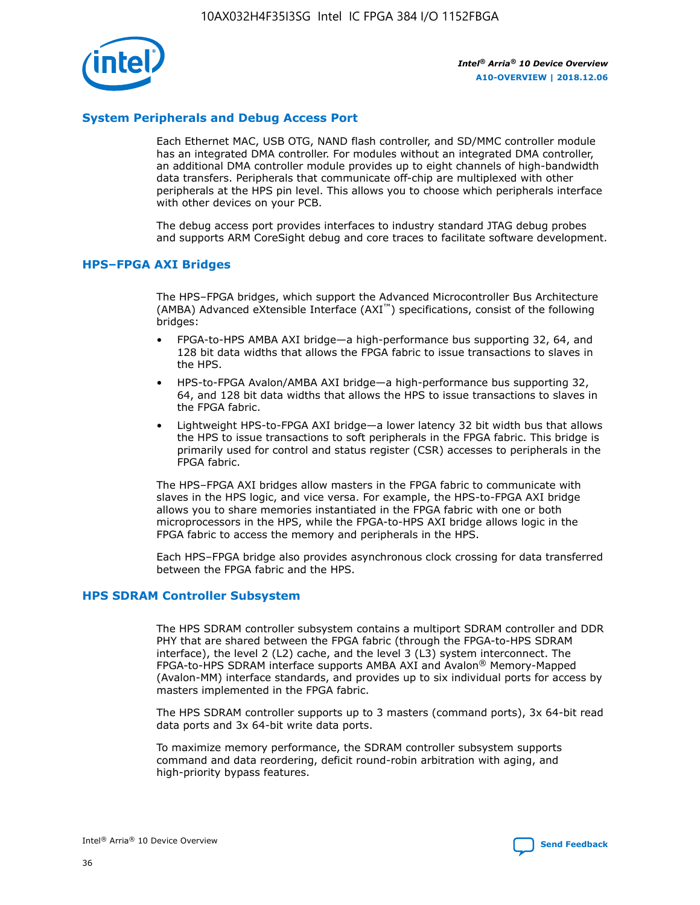## System Peripherals and Debug Access Port

Each Ethernet MAC, USB OTG, NAND flash controller, and SD/MMC controller module has an integrated DMA controller. For modules without an integrated DMA controller, an additional DMA controller module provides up to eight channels of high-bandwidth data transfers. Peripherals that communicate off-chip are multiplexed with other peripherals at the HPS pin level. This allows you to choose which peripherals interface with other devices on your PCB.

The debug access port provides interfaces to industry standard JTAG debug probes and supports ARM CoreSight debug and core traces to facilitate software development.

## HPS–FPGA AXI Bridges

The HPS–FPGA bridges, which support the Advanced Microcontroller Bus Architecture (AMBA) Advanced eXtensible Interface (AXI™) specifications, consist of the following bridges:

- FPGA-to-HPS AMBA AXI bridge—a high-performance bus supporting 32, 64, and 128 bit data widths that allows the FPGA fabric to issue transactions to slaves in the HPS.
- HPS-to-FPGA Avalon/AMBA AXI bridge—a high-performance bus supporting 32, 64, and 128 bit data widths that allows the HPS to issue transactions to slaves in the FPGA fabric.
- Lightweight HPS-to-FPGA AXI bridge—a lower latency 32 bit width bus that allows the HPS to issue transactions to soft peripherals in the FPGA fabric. This bridge is primarily used for control and status register (CSR) accesses to peripherals in the FPGA fabric.

The HPS–FPGA AXI bridges allow masters in the FPGA fabric to communicate with slaves in the HPS logic, and vice versa. For example, the HPS-to-FPGA AXI bridge allows you to share memories instantiated in the FPGA fabric with one or both microprocessors in the HPS, while the FPGA-to-HPS AXI bridge allows logic in the FPGA fabric to access the memory and peripherals in the HPS.

Each HPS–FPGA bridge also provides asynchronous clock crossing for data transferred between the FPGA fabric and the HPS.

## HPS SDRAM Controller Subsystem

The HPS SDRAM controller subsystem contains a multiport SDRAM controller and DDR PHY that are shared between the FPGA fabric (through the FPGA-to-HPS SDRAM interface), the level 2 (L2) cache, and the level 3 (L3) system interconnect. The FPGA-to-HPS SDRAM interface supports AMBA AXI and Avalon® Memory-Mapped (Avalon-MM) interface standards, and provides up to six individual ports for access by masters implemented in the FPGA fabric.

The HPS SDRAM controller supports up to 3 masters (command ports), 3x 64-bit read data ports and 3x 64-bit write data ports.

To maximize memory performance, the SDRAM controller subsystem supports command and data reordering, deficit round-robin arbitration with aging, and high-priority bypass features.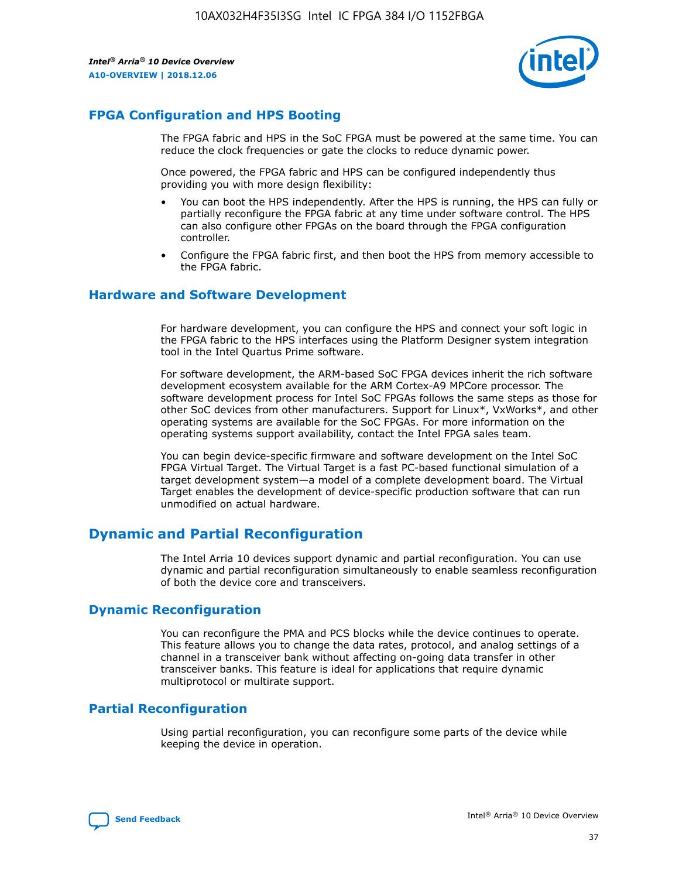## FPGA Configuration and HPS Booting

The FPGA fabric and HPS in the SoC FPGA must be powered at the same time. You can reduce the clock frequencies or gate the clocks to reduce dynamic power.

Once powered, the FPGA fabric and HPS can be configured independently thus providing you with more design flexibility:

- You can boot the HPS independently. After the HPS is running, the HPS can fully or partially reconfigure the FPGA fabric at any time under software control. The HPS can also configure other FPGAs on the board through the FPGA configuration controller.
- Configure the FPGA fabric first, and then boot the HPS from memory accessible to the FPGA fabric.

## Hardware and Software Development

For hardware development, you can configure the HPS and connect your soft logic in the FPGA fabric to the HPS interfaces using the Platform Designer system integration tool in the Intel Quartus Prime software.

For software development, the ARM-based SoC FPGA devices inherit the rich software development ecosystem available for the ARM Cortex-A9 MPCore processor. The software development process for Intel SoC FPGAs follows the same steps as those for other SoC devices from other manufacturers. Support for Linux*, VxWorks*, and other operating systems are available for the SoC FPGAs. For more information on the operating systems support availability, contact the Intel FPGA sales team.

You can begin device-specific firmware and software development on the Intel SoC FPGA Virtual Target. The Virtual Target is a fast PC-based functional simulation of a target development system—a model of a complete development board. The Virtual Target enables the development of device-specific production software that can run unmodified on actual hardware.

# Dynamic and Partial Reconfiguration

The Intel Arria 10 devices support dynamic and partial reconfiguration. You can use dynamic and partial reconfiguration simultaneously to enable seamless reconfiguration of both the device core and transceivers.

## Dynamic Reconfiguration

You can reconfigure the PMA and PCS blocks while the device continues to operate. This feature allows you to change the data rates, protocol, and analog settings of a channel in a transceiver bank without affecting on-going data transfer in other transceiver banks. This feature is ideal for applications that require dynamic multiprotocol or multirate support.

## Partial Reconfiguration

Using partial reconfiguration, you can reconfigure some parts of the device while keeping the device in operation.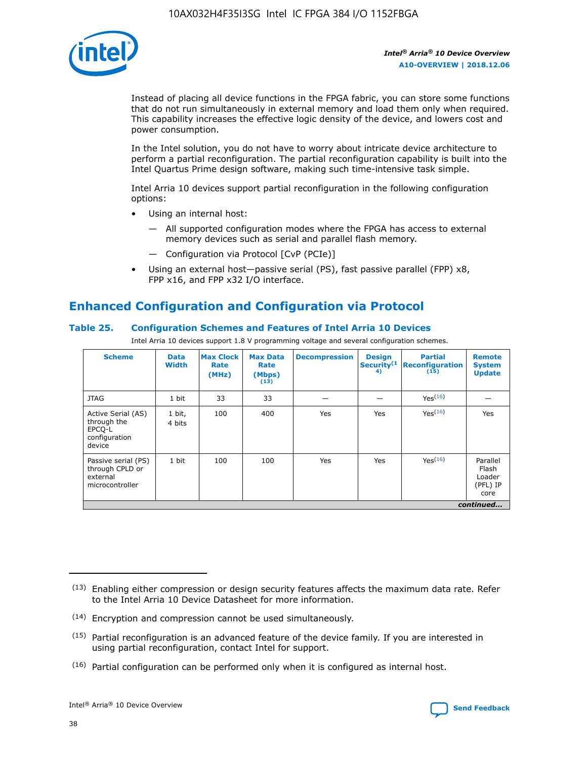Instead of placing all device functions in the FPGA fabric, you can store some functions that do not run simultaneously in external memory and load them only when required. This capability increases the effective logic density of the device, and lowers cost and power consumption.

In the Intel solution, you do not have to worry about intricate device architecture to perform a partial reconfiguration. The partial reconfiguration capability is built into the Intel Quartus Prime design software, making such time-intensive task simple.

Intel Arria 10 devices support partial reconfiguration in the following configuration options:

- Using an internal host:
  - — All supported configuration modes where the FPGA has access to external memory devices such as serial and parallel flash memory.
  - — Configuration via Protocol [CvP (PCIe)]
- Using an external host—passive serial (PS), fast passive parallel (FPP) x8, FPP x16, and FPP x32 I/O interface.

## Enhanced Configuration and Configuration via Protocol

### Table 25. Configuration Schemes and Features of Intel Arria 10 Devices

Intel Arria 10 devices support 1.8 V programming voltage and several configuration schemes.

| Scheme | Data Width | Max Clock Rate (MHz) | Max Data Rate (Mbps) (13) | Decompression | Design Security(14) | Partial Reconfiguration (15) | Remote System Update |
|---|---|---|---|---|---|---|---|
| JTAG | 1 bit | 33 | 33 | — | — | Yes(16) | — |
| Active Serial (AS) through the EPCQ-L configuration device | 1 bit, 4 bits | 100 | 400 | Yes | Yes | Yes(16) | Yes |
| Passive serial (PS) through CPLD or external microcontroller | 1 bit | 100 | 100 | Yes | Yes | Yes(16) | Parallel Flash Loader (PFL) IP core |

*continued...*

(13) Enabling either compression or design security features affects the maximum data rate. Refer to the Intel Arria 10 Device Datasheet for more information.

(14) Encryption and compression cannot be used simultaneously.

(15) Partial reconfiguration is an advanced feature of the device family. If you are interested in using partial reconfiguration, contact Intel for support.

(16) Partial configuration can be performed only when it is configured as internal host.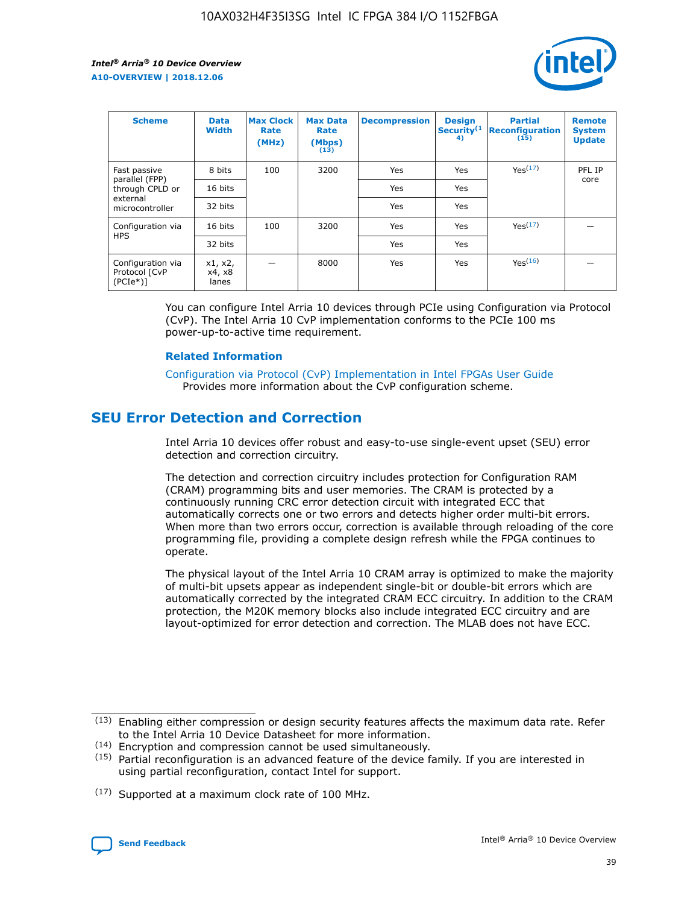| Scheme | Data Width | Max Clock Rate (MHz) | Max Data Rate (Mbps) (13) | Decompression | Design Security(14) | Partial Reconfiguration (15) | Remote System Update |
|---|---|---|---|---|---|---|---|
| Fast passive parallel (FPP) through CPLD or external microcontroller | 8 bits | 100 | 3200 | Yes | Yes | Yes(17) | PFL IP core |
| | 16 bits | | | Yes | Yes | | |
| | 32 bits | | | Yes | Yes | | |
| Configuration via HPS | 16 bits | 100 | 3200 | Yes | Yes | Yes(17) | — |
| | 32 bits | | | Yes | Yes | | |
| Configuration via Protocol [CvP (PCIe*)] | x1, x2, x4, x8 lanes | — | 8000 | Yes | Yes | Yes(16) | — |

You can configure Intel Arria 10 devices through PCIe using Configuration via Protocol (CvP). The Intel Arria 10 CvP implementation conforms to the PCIe 100 ms power-up-to-active time requirement.

### Related Information

Configuration via Protocol (CvP) Implementation in Intel FPGAs User Guide
Provides more information about the CvP configuration scheme.

## SEU Error Detection and Correction

Intel Arria 10 devices offer robust and easy-to-use single-event upset (SEU) error detection and correction circuitry.

The detection and correction circuitry includes protection for Configuration RAM (CRAM) programming bits and user memories. The CRAM is protected by a continuously running CRC error detection circuit with integrated ECC that automatically corrects one or two errors and detects higher order multi-bit errors. When more than two errors occur, correction is available through reloading of the core programming file, providing a complete design refresh while the FPGA continues to operate.

The physical layout of the Intel Arria 10 CRAM array is optimized to make the majority of multi-bit upsets appear as independent single-bit or double-bit errors which are automatically corrected by the integrated CRAM ECC circuitry. In addition to the CRAM protection, the M20K memory blocks also include integrated ECC circuitry and are layout-optimized for error detection and correction. The MLAB does not have ECC.

(13) Enabling either compression or design security features affects the maximum data rate. Refer to the Intel Arria 10 Device Datasheet for more information.

(14) Encryption and compression cannot be used simultaneously.

(15) Partial reconfiguration is an advanced feature of the device family. If you are interested in using partial reconfiguration, contact Intel for support.

(17) Supported at a maximum clock rate of 100 MHz.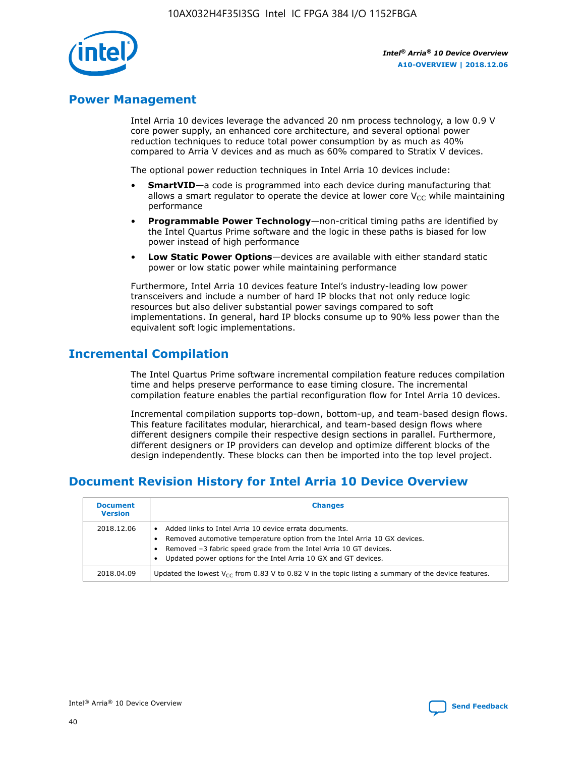## Power Management

Intel Arria 10 devices leverage the advanced 20 nm process technology, a low 0.9 V core power supply, an enhanced core architecture, and several optional power reduction techniques to reduce total power consumption by as much as 40% compared to Arria V devices and as much as 60% compared to Stratix V devices.

The optional power reduction techniques in Intel Arria 10 devices include:

- **SmartVID**—a code is programmed into each device during manufacturing that allows a smart regulator to operate the device at lower core $V_{CC}$ while maintaining performance
- **Programmable Power Technology**—non-critical timing paths are identified by the Intel Quartus Prime software and the logic in these paths is biased for low power instead of high performance
- **Low Static Power Options**—devices are available with either standard static power or low static power while maintaining performance

Furthermore, Intel Arria 10 devices feature Intel's industry-leading low power transceivers and include a number of hard IP blocks that not only reduce logic resources but also deliver substantial power savings compared to soft implementations. In general, hard IP blocks consume up to 90% less power than the equivalent soft logic implementations.

## Incremental Compilation

The Intel Quartus Prime software incremental compilation feature reduces compilation time and helps preserve performance to ease timing closure. The incremental compilation feature enables the partial reconfiguration flow for Intel Arria 10 devices.

Incremental compilation supports top-down, bottom-up, and team-based design flows. This feature facilitates modular, hierarchical, and team-based design flows where different designers compile their respective design sections in parallel. Furthermore, different designers or IP providers can develop and optimize different blocks of the design independently. These blocks can then be imported into the top level project.

## Document Revision History for Intel Arria 10 Device Overview

| Document Version | Changes |
| --- | --- |
| 2018.12.06 | • Added links to Intel Arria 10 device errata documents.<br>• Removed automotive temperature option from the Intel Arria 10 GX devices.<br>• Removed –3 fabric speed grade from the Intel Arria 10 GT devices.<br>• Updated power options for the Intel Arria 10 GX and GT devices. |
| 2018.04.09 | Updated the lowest $V_{CC}$ from 0.83 V to 0.82 V in the topic listing a summary of the device features. |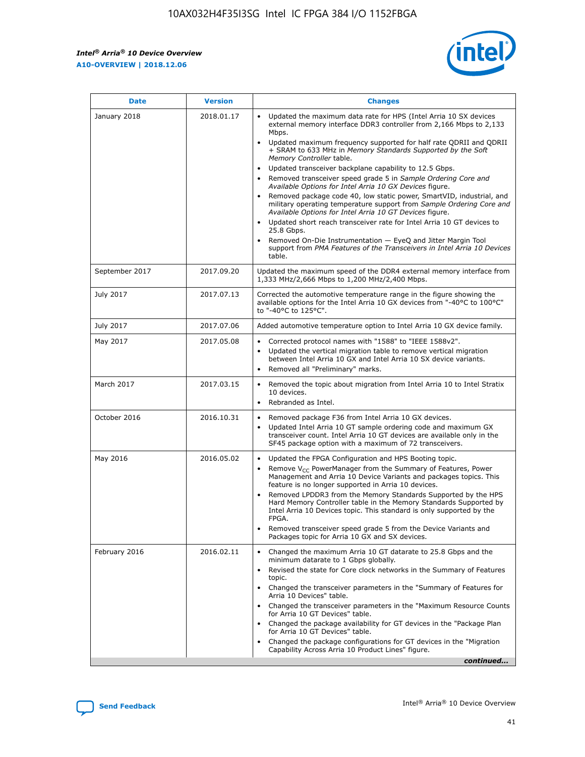| Date | Version | Changes |
| --- | --- | --- |
| January 2018 | 2018.01.17 | • Updated the maximum data rate for HPS (Intel Arria 10 SX devices external memory interface DDR3 controller from 2,166 Mbps to 2,133 Mbps.<br>• Updated maximum frequency supported for half rate QDRII and QDRII + SRAM to 633 MHz in *Memory Standards Supported by the Soft Memory Controller* table.<br>• Updated transceiver backplane capability to 12.5 Gbps.<br>• Removed transceiver speed grade 5 in *Sample Ordering Core and Available Options for Intel Arria 10 GX Devices* figure.<br>• Removed package code 40, low static power, SmartVID, industrial, and military operating temperature support from *Sample Ordering Core and Available Options for Intel Arria 10 GT Devices* figure.<br>• Updated short reach transceiver rate for Intel Arria 10 GT devices to 25.8 Gbps.<br>• Removed On-Die Instrumentation — EyeQ and Jitter Margin Tool support from *PMA Features of the Transceivers in Intel Arria 10 Devices* table. |
| September 2017 | 2017.09.20 | Updated the maximum speed of the DDR4 external memory interface from 1,333 MHz/2,666 Mbps to 1,200 MHz/2,400 Mbps. |
| July 2017 | 2017.07.13 | Corrected the automotive temperature range in the figure showing the available options for the Intel Arria 10 GX devices from "-40°C to 100°C" to "-40°C to 125°C". |
| July 2017 | 2017.07.06 | Added automotive temperature option to Intel Arria 10 GX device family. |
| May 2017 | 2017.05.08 | • Corrected protocol names with "1588" to "IEEE 1588v2".<br>• Updated the vertical migration table to remove vertical migration between Intel Arria 10 GX and Intel Arria 10 SX device variants.<br>• Removed all "Preliminary" marks. |
| March 2017 | 2017.03.15 | • Removed the topic about migration from Intel Arria 10 to Intel Stratix 10 devices.<br>• Rebranded as Intel. |
| October 2016 | 2016.10.31 | • Removed package F36 from Intel Arria 10 GX devices.<br>• Updated Intel Arria 10 GT sample ordering code and maximum GX transceiver count. Intel Arria 10 GT devices are available only in the SF45 package option with a maximum of 72 transceivers. |
| May 2016 | 2016.05.02 | • Updated the FPGA Configuration and HPS Booting topic.<br>• Remove $V_{CC}$ PowerManager from the Summary of Features, Power Management and Arria 10 Device Variants and packages topics. This feature is no longer supported in Arria 10 devices.<br>• Removed LPDDR3 from the Memory Standards Supported by the HPS Hard Memory Controller table in the Memory Standards Supported by Intel Arria 10 Devices topic. This standard is only supported by the FPGA.<br>• Removed transceiver speed grade 5 from the Device Variants and Packages topic for Arria 10 GX and SX devices. |
| February 2016 | 2016.02.11 | • Changed the maximum Arria 10 GT datarate to 25.8 Gbps and the minimum datarate to 1 Gbps globally.<br>• Revised the state for Core clock networks in the Summary of Features topic.<br>• Changed the transceiver parameters in the "Summary of Features for Arria 10 Devices" table.<br>• Changed the transceiver parameters in the "Maximum Resource Counts for Arria 10 GT Devices" table.<br>• Changed the package availability for GT devices in the "Package Plan for Arria 10 GT Devices" table.<br>• Changed the package configurations for GT devices in the "Migration Capability Across Arria 10 Product Lines" figure. |

*continued...*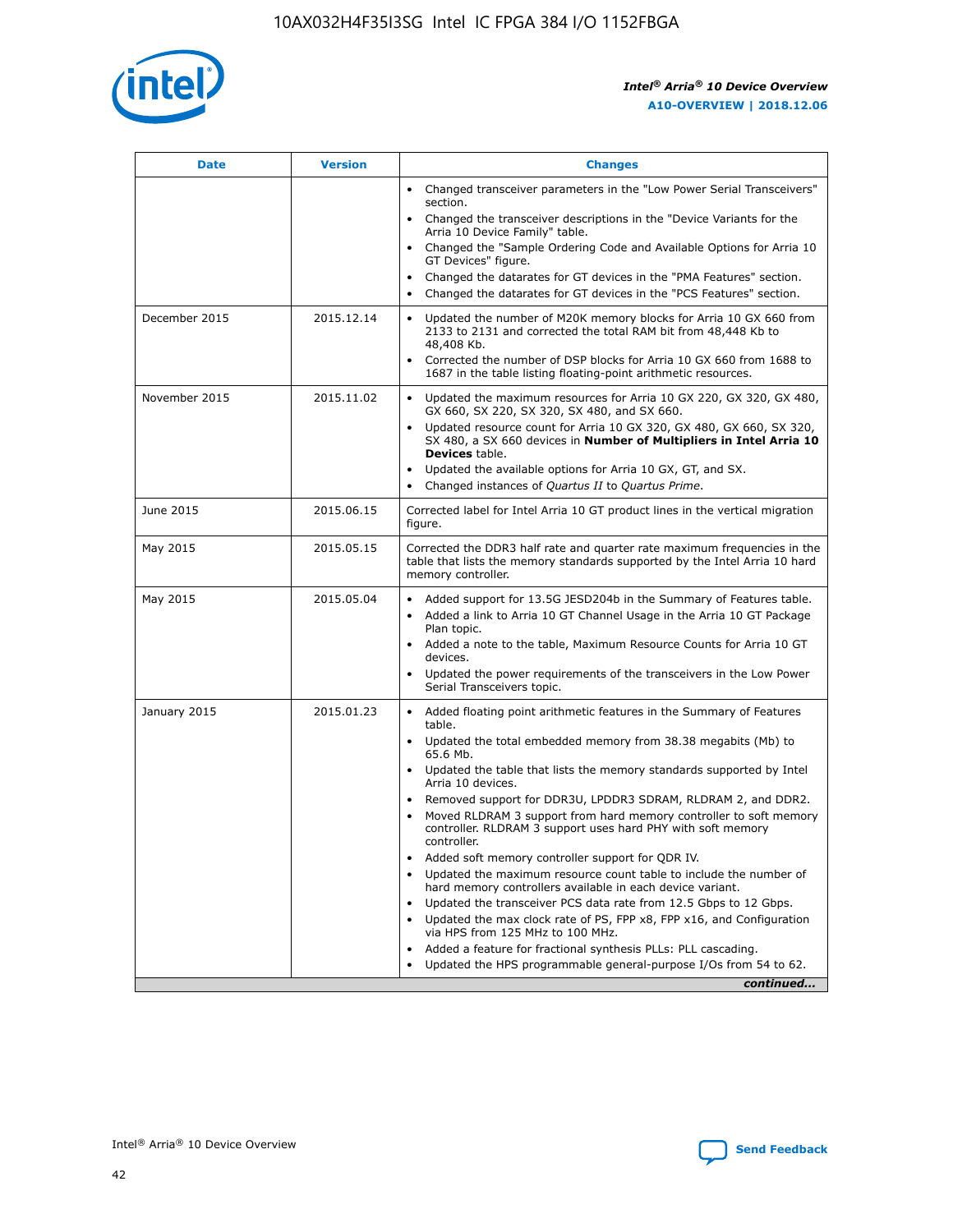| Date | Version | Changes |
| --- | --- | --- |
| | | • Changed transceiver parameters in the "Low Power Serial Transceivers" section.<br>• Changed the transceiver descriptions in the "Device Variants for the Arria 10 Device Family" table.<br>• Changed the "Sample Ordering Code and Available Options for Arria 10 GT Devices" figure.<br>• Changed the datarates for GT devices in the "PMA Features" section.<br>• Changed the datarates for GT devices in the "PCS Features" section. |
| December 2015 | 2015.12.14 | • Updated the number of M20K memory blocks for Arria 10 GX 660 from 2133 to 2131 and corrected the total RAM bit from 48,448 Kb to 48,408 Kb.<br>• Corrected the number of DSP blocks for Arria 10 GX 660 from 1688 to 1687 in the table listing floating-point arithmetic resources. |
| November 2015 | 2015.11.02 | • Updated the maximum resources for Arria 10 GX 220, GX 320, GX 480, GX 660, SX 220, SX 320, SX 480, and SX 660.<br>• Updated resource count for Arria 10 GX 320, GX 480, GX 660, SX 320, SX 480, a SX 660 devices in **Number of Multipliers in Intel Arria 10 Devices** table.<br>• Updated the available options for Arria 10 GX, GT, and SX.<br>• Changed instances of *Quartus II* to *Quartus Prime*. |
| June 2015 | 2015.06.15 | Corrected label for Intel Arria 10 GT product lines in the vertical migration figure. |
| May 2015 | 2015.05.15 | Corrected the DDR3 half rate and quarter rate maximum frequencies in the table that lists the memory standards supported by the Intel Arria 10 hard memory controller. |
| May 2015 | 2015.05.04 | • Added support for 13.5G JESD204b in the Summary of Features table.<br>• Added a link to Arria 10 GT Channel Usage in the Arria 10 GT Package Plan topic.<br>• Added a note to the table, Maximum Resource Counts for Arria 10 GT devices.<br>• Updated the power requirements of the transceivers in the Low Power Serial Transceivers topic. |
| January 2015 | 2015.01.23 | • Added floating point arithmetic features in the Summary of Features table.<br>• Updated the total embedded memory from 38.38 megabits (Mb) to 65.6 Mb.<br>• Updated the table that lists the memory standards supported by Intel Arria 10 devices.<br>• Removed support for DDR3U, LPDDR3 SDRAM, RLDRAM 2, and DDR2.<br>• Moved RLDRAM 3 support from hard memory controller to soft memory controller. RLDRAM 3 support uses hard PHY with soft memory controller.<br>• Added soft memory controller support for QDR IV.<br>• Updated the maximum resource count table to include the number of hard memory controllers available in each device variant.<br>• Updated the transceiver PCS data rate from 12.5 Gbps to 12 Gbps.<br>• Updated the max clock rate of PS, FPP x8, FPP x16, and Configuration via HPS from 125 MHz to 100 MHz.<br>• Added a feature for fractional synthesis PLLs: PLL cascading.<br>• Updated the HPS programmable general-purpose I/Os from 54 to 62. |

*continued...*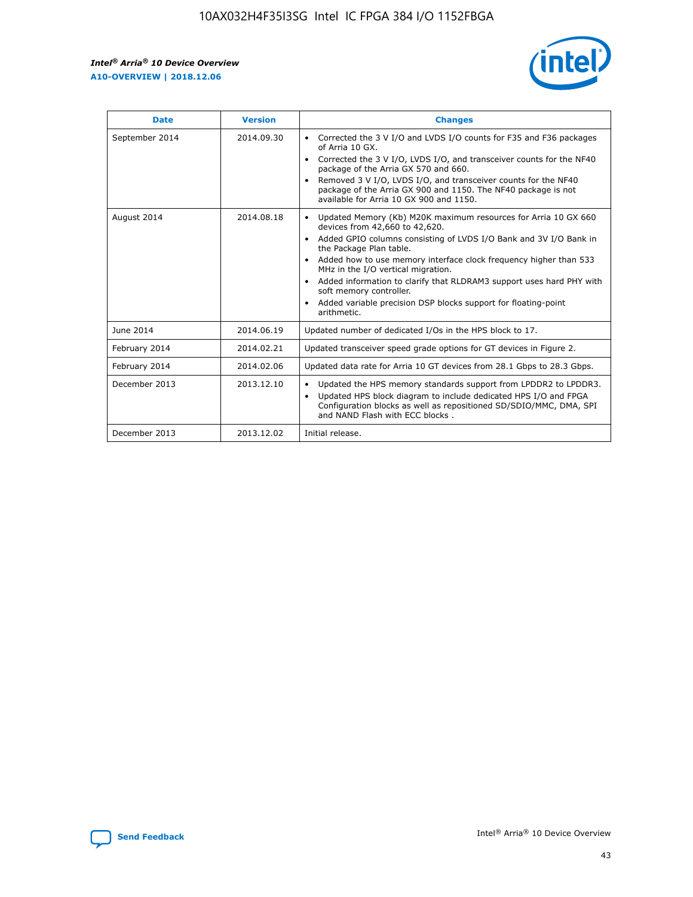| Date | Version | Changes |
| --- | --- | --- |
| September 2014 | 2014.09.30 | • Corrected the 3 V I/O and LVDS I/O counts for F35 and F36 packages of Arria 10 GX.<br>• Corrected the 3 V I/O, LVDS I/O, and transceiver counts for the NF40 package of the Arria GX 570 and 660.<br>• Removed 3 V I/O, LVDS I/O, and transceiver counts for the NF40 package of the Arria GX 900 and 1150. The NF40 package is not available for Arria 10 GX 900 and 1150. |
| August 2014 | 2014.08.18 | • Updated Memory (Kb) M20K maximum resources for Arria 10 GX 660 devices from 42,660 to 42,620.<br>• Added GPIO columns consisting of LVDS I/O Bank and 3V I/O Bank in the Package Plan table.<br>• Added how to use memory interface clock frequency higher than 533 MHz in the I/O vertical migration.<br>• Added information to clarify that RLDRAM3 support uses hard PHY with soft memory controller.<br>• Added variable precision DSP blocks support for floating-point arithmetic. |
| June 2014 | 2014.06.19 | Updated number of dedicated I/Os in the HPS block to 17. |
| February 2014 | 2014.02.21 | Updated transceiver speed grade options for GT devices in Figure 2. |
| February 2014 | 2014.02.06 | Updated data rate for Arria 10 GT devices from 28.1 Gbps to 28.3 Gbps. |
| December 2013 | 2013.12.10 | • Updated the HPS memory standards support from LPDDR2 to LPDDR3.<br>• Updated HPS block diagram to include dedicated HPS I/O and FPGA Configuration blocks as well as repositioned SD/SDIO/MMC, DMA, SPI and NAND Flash with ECC blocks . |
| December 2013 | 2013.12.02 | Initial release. |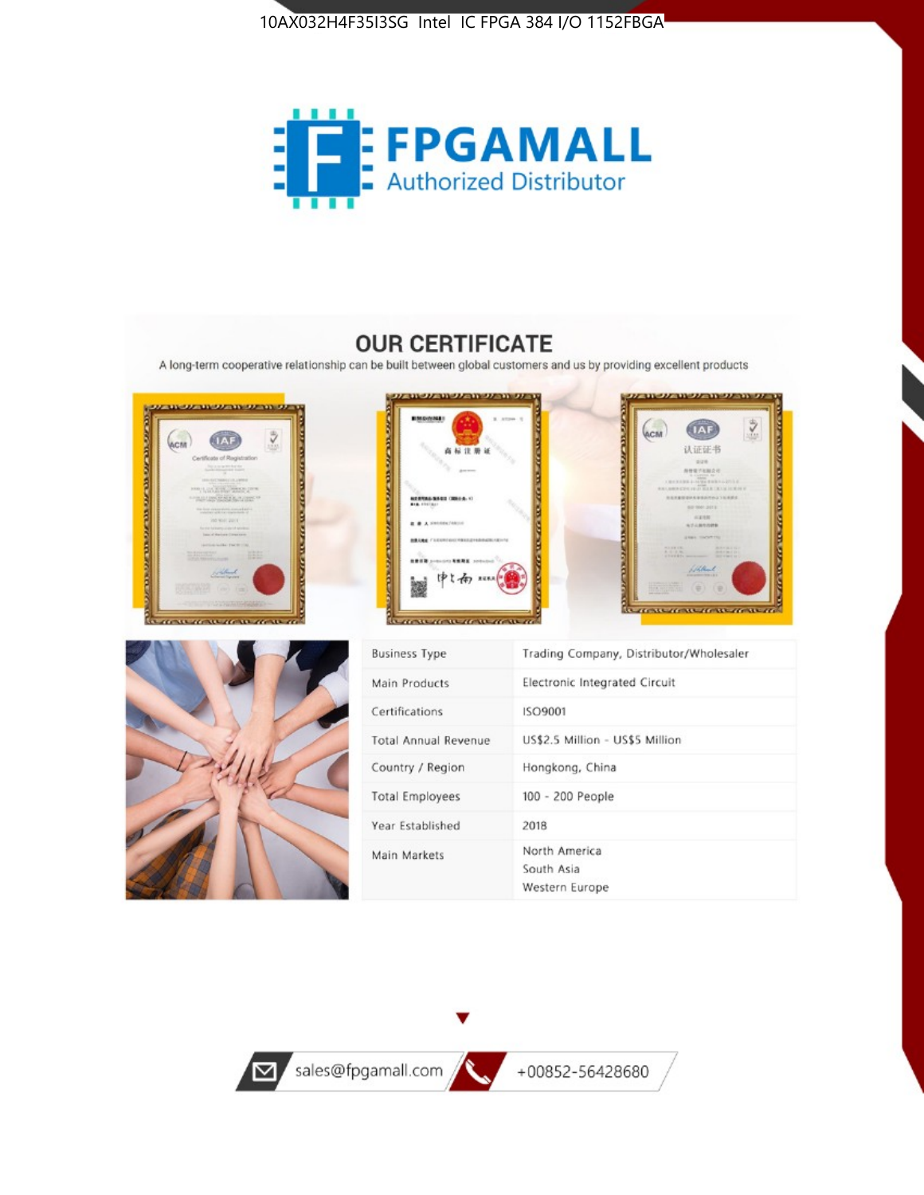FPGAMALL
Authorized Distributor

## OUR CERTIFICATE

A long-term cooperative relationship can be built between global customers and us by providing excellent products

| | |
|---|---|
| Business Type | Trading Company, Distributor/Wholesaler |
| Main Products | Electronic Integrated Circuit |
| Certifications | ISO9001 |
| Total Annual Revenue | US$2.5 Million - US$5 Million |
| Country / Region | Hongkong, China |
| Total Employees | 100 - 200 People |
| Year Established | 2018 |
| Main Markets | North America<br>South Asia<br>Western Europe |

sales@fpgamall.com +00852-56428680